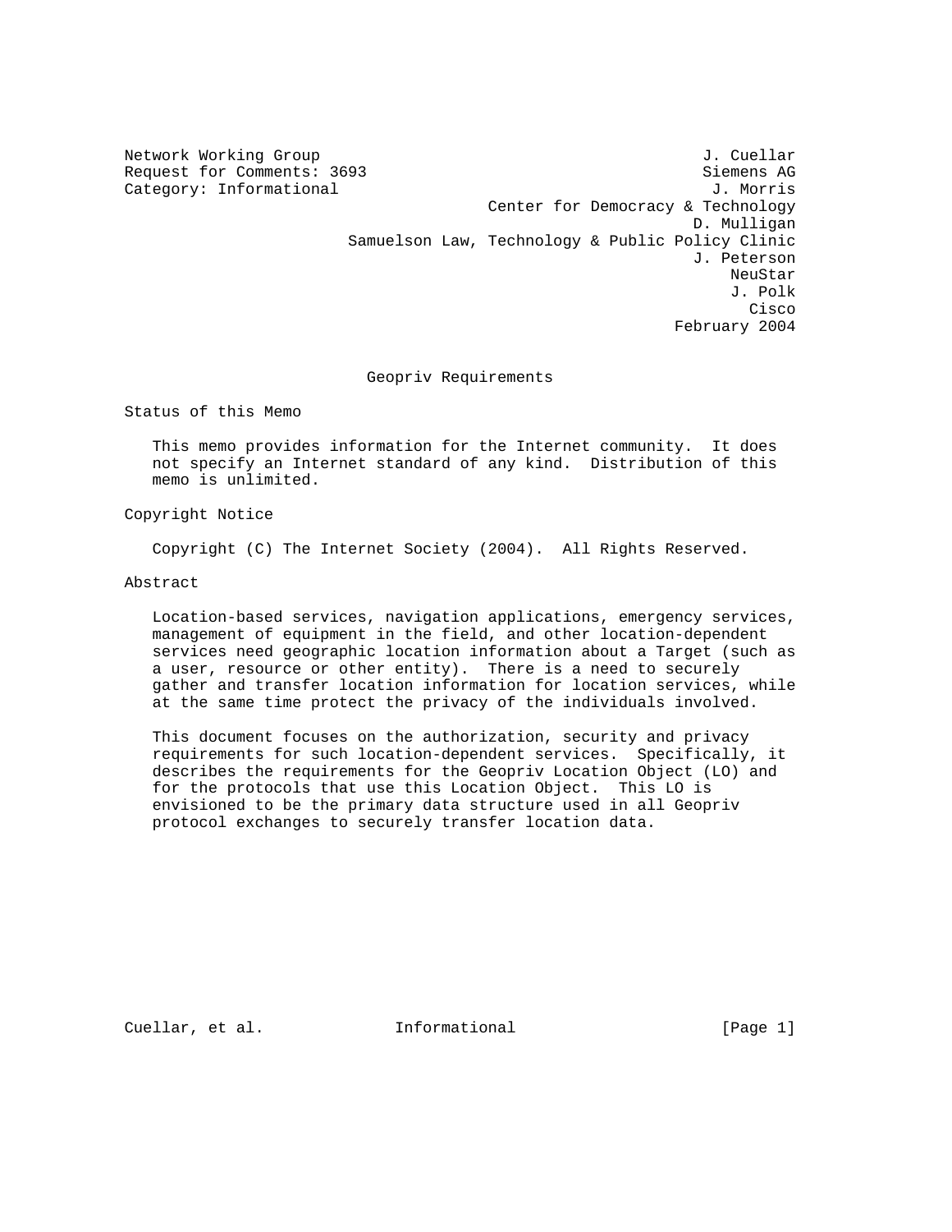Network Working Group J. Cuellar
Request for Comments: 3693 Siemens AG
Category: Informational J. Morris
Center for Democracy & Technology
D. Mulligan
Samuelson Law, Technology & Public Policy Clinic
J. Peterson
NeuStar
J. Polk
Cisco
February 2004

# Geopriv Requirements

## Status of this Memo

This memo provides information for the Internet community. It does not specify an Internet standard of any kind. Distribution of this memo is unlimited.

## Copyright Notice

Copyright (C) The Internet Society (2004). All Rights Reserved.

## Abstract

Location-based services, navigation applications, emergency services, management of equipment in the field, and other location-dependent services need geographic location information about a Target (such as a user, resource or other entity). There is a need to securely gather and transfer location information for location services, while at the same time protect the privacy of the individuals involved.

This document focuses on the authorization, security and privacy requirements for such location-dependent services. Specifically, it describes the requirements for the Geopriv Location Object (LO) and for the protocols that use this Location Object. This LO is envisioned to be the primary data structure used in all Geopriv protocol exchanges to securely transfer location data.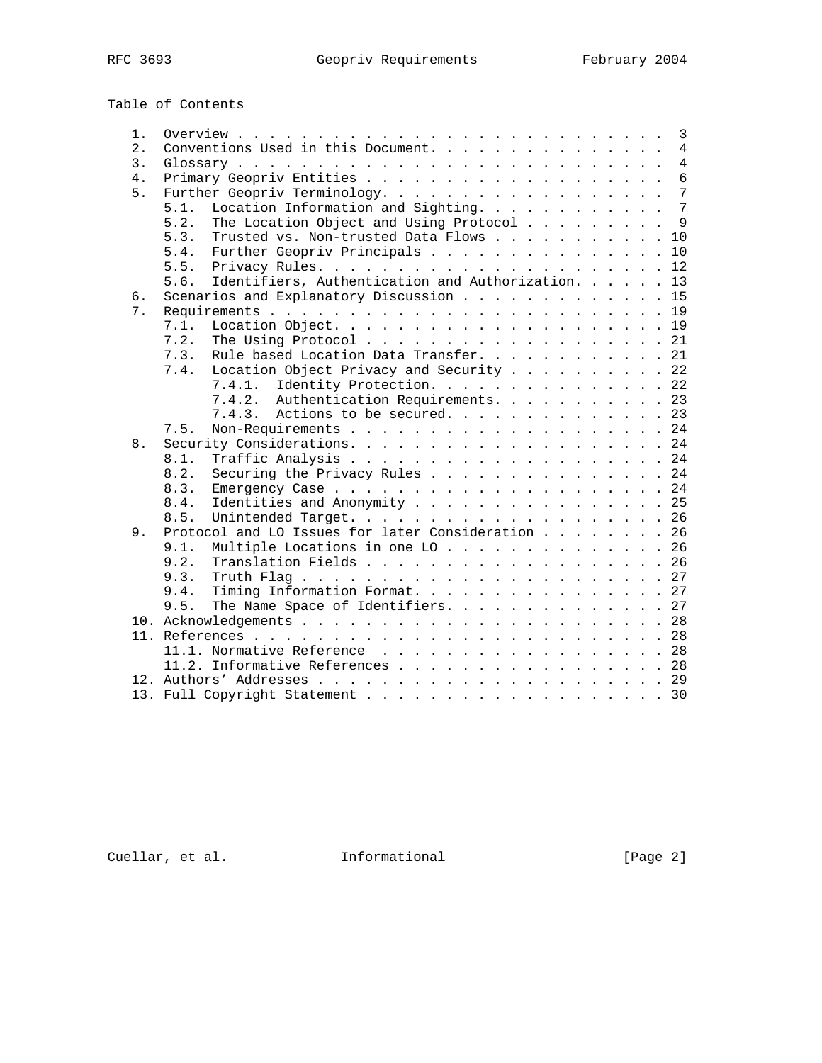Table of Contents

```
   1.  Overview . . . . . . . . . . . . . . . . . . . . . . . . . . .  3
   2.  Conventions Used in this Document. . . . . . . . . . . . . . .  4
   3.  Glossary . . . . . . . . . . . . . . . . . . . . . . . . . . .  4
   4.  Primary Geopriv Entities . . . . . . . . . . . . . . . . . . .  6
   5.  Further Geopriv Terminology. . . . . . . . . . . . . . . . . .  7
       5.1.  Location Information and Sighting. . . . . . . . . . . .  7
       5.2.  The Location Object and Using Protocol . . . . . . . . .  9
       5.3.  Trusted vs. Non-trusted Data Flows . . . . . . . . . . . 10
       5.4.  Further Geopriv Principals . . . . . . . . . . . . . . . 10
       5.5.  Privacy Rules. . . . . . . . . . . . . . . . . . . . . . 12
       5.6.  Identifiers, Authentication and Authorization. . . . . . 13
   6.  Scenarios and Explanatory Discussion . . . . . . . . . . . . . 15
   7.  Requirements . . . . . . . . . . . . . . . . . . . . . . . . . 19
       7.1.  Location Object. . . . . . . . . . . . . . . . . . . . . 19
       7.2.  The Using Protocol . . . . . . . . . . . . . . . . . . . 21
       7.3.  Rule based Location Data Transfer. . . . . . . . . . . . 21
       7.4.  Location Object Privacy and Security . . . . . . . . . . 22
             7.4.1.  Identity Protection. . . . . . . . . . . . . . . 22
             7.4.2.  Authentication Requirements. . . . . . . . . . . 23
             7.4.3.  Actions to be secured. . . . . . . . . . . . . . 23
       7.5.  Non-Requirements . . . . . . . . . . . . . . . . . . . . 24
   8.  Security Considerations. . . . . . . . . . . . . . . . . . . . 24
       8.1.  Traffic Analysis . . . . . . . . . . . . . . . . . . . . 24
       8.2.  Securing the Privacy Rules . . . . . . . . . . . . . . . 24
       8.3.  Emergency Case . . . . . . . . . . . . . . . . . . . . . 24
       8.4.  Identities and Anonymity . . . . . . . . . . . . . . . . 25
       8.5.  Unintended Target. . . . . . . . . . . . . . . . . . . . 26
   9.  Protocol and LO Issues for later Consideration . . . . . . . . 26
       9.1.  Multiple Locations in one LO . . . . . . . . . . . . . . 26
       9.2.  Translation Fields . . . . . . . . . . . . . . . . . . . 26
       9.3.  Truth Flag . . . . . . . . . . . . . . . . . . . . . . . 27
       9.4.  Timing Information Format. . . . . . . . . . . . . . . . 27
       9.5.  The Name Space of Identifiers. . . . . . . . . . . . . . 27
   10. Acknowledgements . . . . . . . . . . . . . . . . . . . . . . . 28
   11. References . . . . . . . . . . . . . . . . . . . . . . . . . . 28
       11.1. Normative Reference  . . . . . . . . . . . . . . . . . . 28
       11.2. Informative References . . . . . . . . . . . . . . . . . 28
   12. Authors' Addresses . . . . . . . . . . . . . . . . . . . . . . 29
   13. Full Copyright Statement . . . . . . . . . . . . . . . . . . . 30
```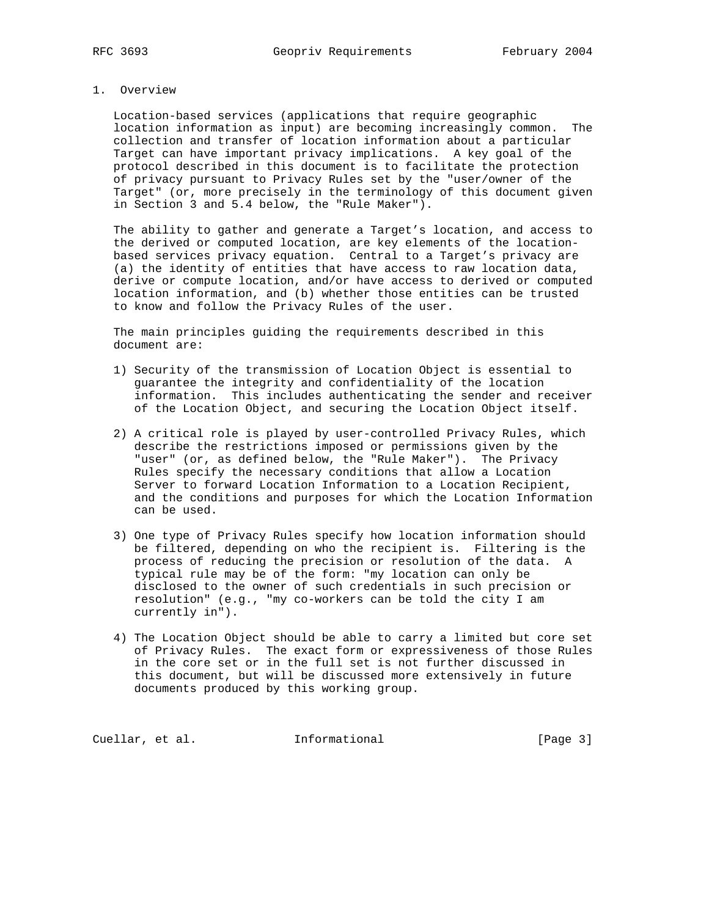# 1. Overview

Location-based services (applications that require geographic location information as input) are becoming increasingly common. The collection and transfer of location information about a particular Target can have important privacy implications. A key goal of the protocol described in this document is to facilitate the protection of privacy pursuant to Privacy Rules set by the "user/owner of the Target" (or, more precisely in the terminology of this document given in Section 3 and 5.4 below, the "Rule Maker").

The ability to gather and generate a Target's location, and access to the derived or computed location, are key elements of the location-based services privacy equation. Central to a Target's privacy are (a) the identity of entities that have access to raw location data, derive or compute location, and/or have access to derived or computed location information, and (b) whether those entities can be trusted to know and follow the Privacy Rules of the user.

The main principles guiding the requirements described in this document are:

1) Security of the transmission of Location Object is essential to guarantee the integrity and confidentiality of the location information. This includes authenticating the sender and receiver of the Location Object, and securing the Location Object itself.

2) A critical role is played by user-controlled Privacy Rules, which describe the restrictions imposed or permissions given by the "user" (or, as defined below, the "Rule Maker"). The Privacy Rules specify the necessary conditions that allow a Location Server to forward Location Information to a Location Recipient, and the conditions and purposes for which the Location Information can be used.

3) One type of Privacy Rules specify how location information should be filtered, depending on who the recipient is. Filtering is the process of reducing the precision or resolution of the data. A typical rule may be of the form: "my location can only be disclosed to the owner of such credentials in such precision or resolution" (e.g., "my co-workers can be told the city I am currently in").

4) The Location Object should be able to carry a limited but core set of Privacy Rules. The exact form or expressiveness of those Rules in the core set or in the full set is not further discussed in this document, but will be discussed more extensively in future documents produced by this working group.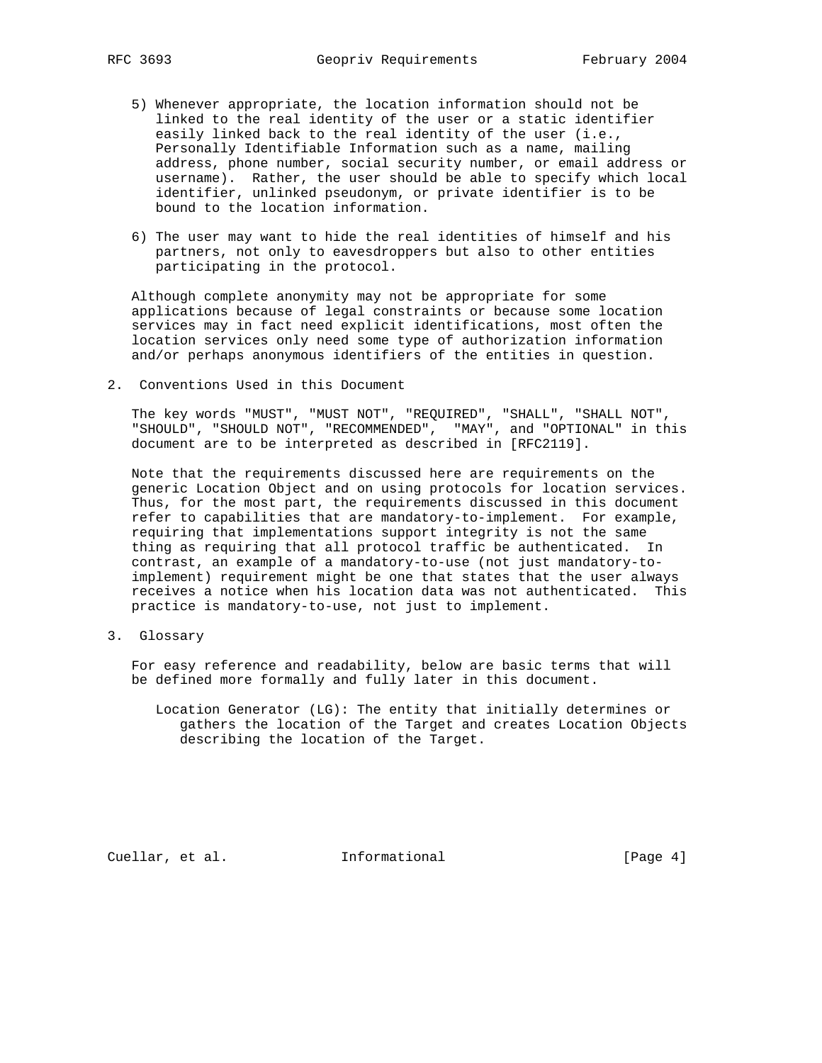5) Whenever appropriate, the location information should not be linked to the real identity of the user or a static identifier easily linked back to the real identity of the user (i.e., Personally Identifiable Information such as a name, mailing address, phone number, social security number, or email address or username). Rather, the user should be able to specify which local identifier, unlinked pseudonym, or private identifier is to be bound to the location information.

6) The user may want to hide the real identities of himself and his partners, not only to eavesdroppers but also to other entities participating in the protocol.

Although complete anonymity may not be appropriate for some applications because of legal constraints or because some location services may in fact need explicit identifications, most often the location services only need some type of authorization information and/or perhaps anonymous identifiers of the entities in question.

## 2. Conventions Used in this Document

The key words "MUST", "MUST NOT", "REQUIRED", "SHALL", "SHALL NOT", "SHOULD", "SHOULD NOT", "RECOMMENDED", "MAY", and "OPTIONAL" in this document are to be interpreted as described in [RFC2119].

Note that the requirements discussed here are requirements on the generic Location Object and on using protocols for location services. Thus, for the most part, the requirements discussed in this document refer to capabilities that are mandatory-to-implement. For example, requiring that implementations support integrity is not the same thing as requiring that all protocol traffic be authenticated. In contrast, an example of a mandatory-to-use (not just mandatory-to-implement) requirement might be one that states that the user always receives a notice when his location data was not authenticated. This practice is mandatory-to-use, not just to implement.

## 3. Glossary

For easy reference and readability, below are basic terms that will be defined more formally and fully later in this document.

Location Generator (LG): The entity that initially determines or gathers the location of the Target and creates Location Objects describing the location of the Target.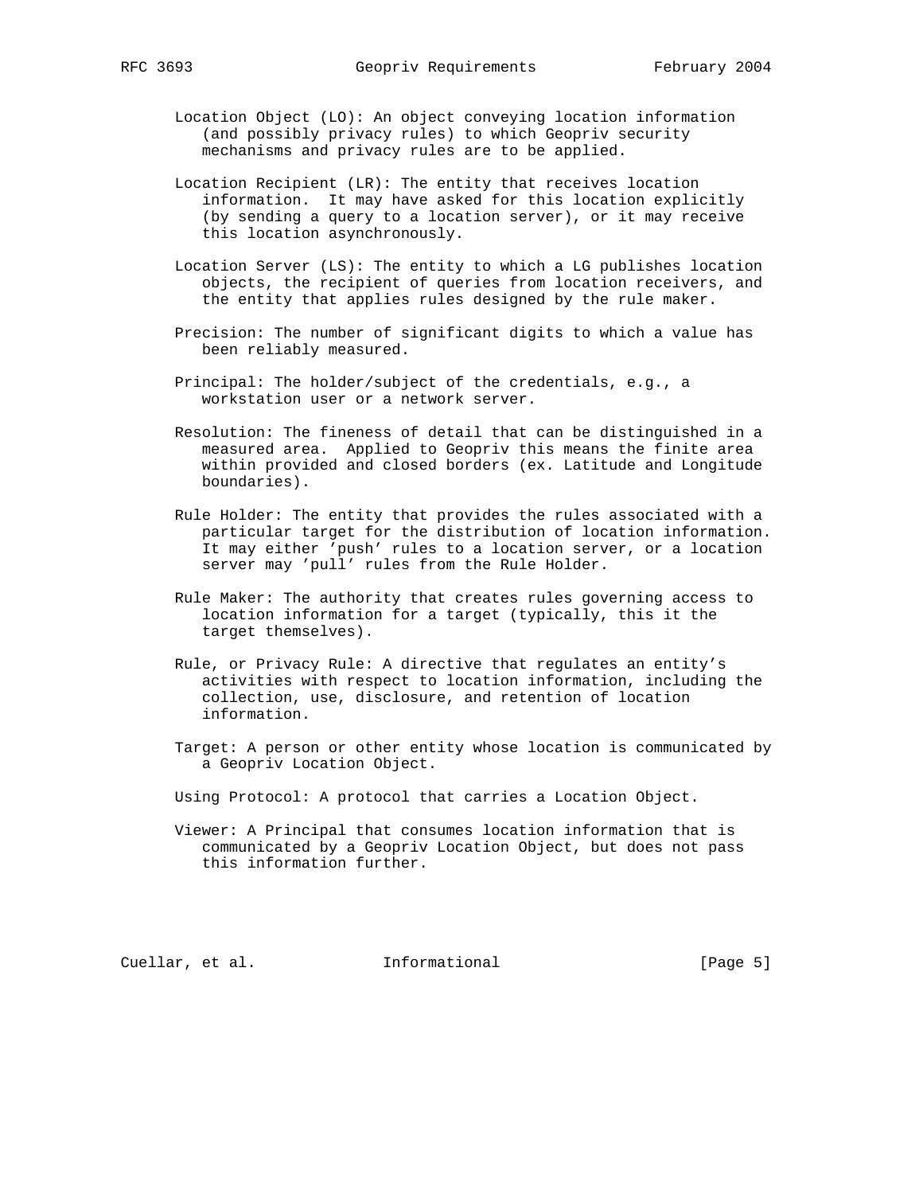Location Object (LO): An object conveying location information (and possibly privacy rules) to which Geopriv security mechanisms and privacy rules are to be applied.

Location Recipient (LR): The entity that receives location information. It may have asked for this location explicitly (by sending a query to a location server), or it may receive this location asynchronously.

Location Server (LS): The entity to which a LG publishes location objects, the recipient of queries from location receivers, and the entity that applies rules designed by the rule maker.

Precision: The number of significant digits to which a value has been reliably measured.

Principal: The holder/subject of the credentials, e.g., a workstation user or a network server.

Resolution: The fineness of detail that can be distinguished in a measured area. Applied to Geopriv this means the finite area within provided and closed borders (ex. Latitude and Longitude boundaries).

Rule Holder: The entity that provides the rules associated with a particular target for the distribution of location information. It may either 'push' rules to a location server, or a location server may 'pull' rules from the Rule Holder.

Rule Maker: The authority that creates rules governing access to location information for a target (typically, this it the target themselves).

Rule, or Privacy Rule: A directive that regulates an entity's activities with respect to location information, including the collection, use, disclosure, and retention of location information.

Target: A person or other entity whose location is communicated by a Geopriv Location Object.

Using Protocol: A protocol that carries a Location Object.

Viewer: A Principal that consumes location information that is communicated by a Geopriv Location Object, but does not pass this information further.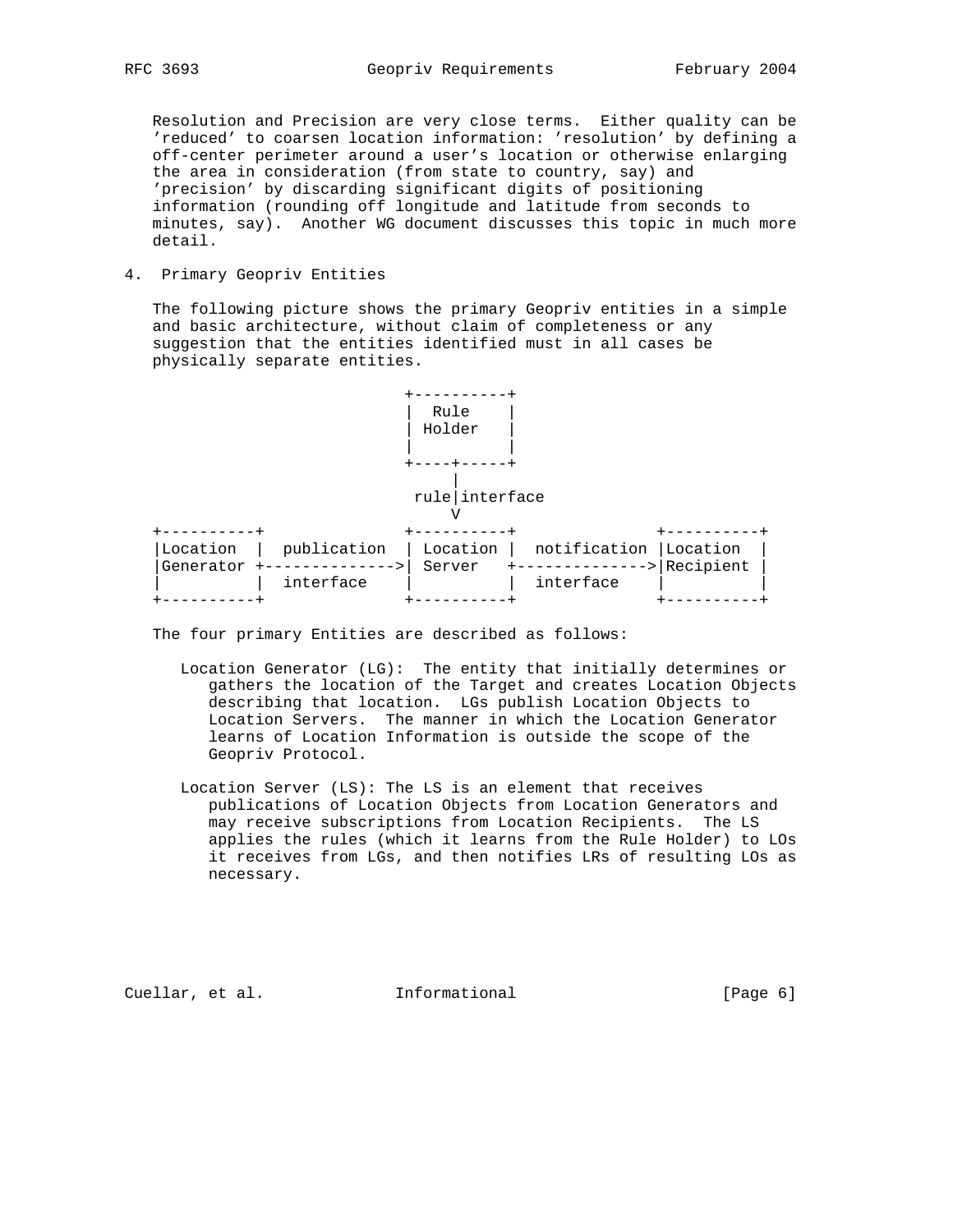Resolution and Precision are very close terms. Either quality can be 'reduced' to coarsen location information: 'resolution' by defining a off-center perimeter around a user's location or otherwise enlarging the area in consideration (from state to country, say) and 'precision' by discarding significant digits of positioning information (rounding off longitude and latitude from seconds to minutes, say). Another WG document discusses this topic in much more detail.

## 4. Primary Geopriv Entities

The following picture shows the primary Geopriv entities in a simple and basic architecture, without claim of completeness or any suggestion that the entities identified must in all cases be physically separate entities.

```
                         +----------+
                         |  Rule    |
                         | Holder   |
                         |          |
                         +----+-----+
                              |
                          rule|interface
                              V
+----------+             +----------+              +----------+
|Location  |  publication | Location |  notification |Location  |
|Generator +-------------->| Server   +-------------->|Recipient |
|          |  interface   |          |  interface    |          |
+----------+             +----------+              +----------+
```

The four primary Entities are described as follows:

Location Generator (LG): The entity that initially determines or gathers the location of the Target and creates Location Objects describing that location. LGs publish Location Objects to Location Servers. The manner in which the Location Generator learns of Location Information is outside the scope of the Geopriv Protocol.

Location Server (LS): The LS is an element that receives publications of Location Objects from Location Generators and may receive subscriptions from Location Recipients. The LS applies the rules (which it learns from the Rule Holder) to LOs it receives from LGs, and then notifies LRs of resulting LOs as necessary.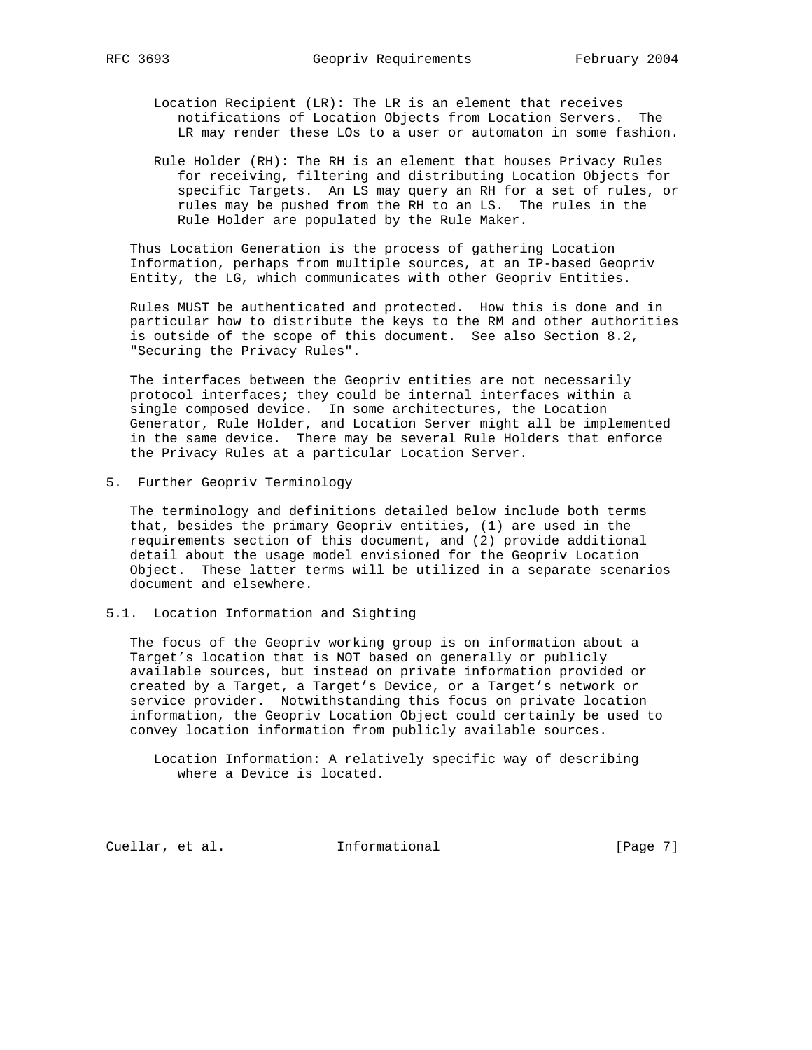Location Recipient (LR): The LR is an element that receives notifications of Location Objects from Location Servers. The LR may render these LOs to a user or automaton in some fashion.

Rule Holder (RH): The RH is an element that houses Privacy Rules for receiving, filtering and distributing Location Objects for specific Targets. An LS may query an RH for a set of rules, or rules may be pushed from the RH to an LS. The rules in the Rule Holder are populated by the Rule Maker.

Thus Location Generation is the process of gathering Location Information, perhaps from multiple sources, at an IP-based Geopriv Entity, the LG, which communicates with other Geopriv Entities.

Rules MUST be authenticated and protected. How this is done and in particular how to distribute the keys to the RM and other authorities is outside of the scope of this document. See also Section 8.2, "Securing the Privacy Rules".

The interfaces between the Geopriv entities are not necessarily protocol interfaces; they could be internal interfaces within a single composed device. In some architectures, the Location Generator, Rule Holder, and Location Server might all be implemented in the same device. There may be several Rule Holders that enforce the Privacy Rules at a particular Location Server.

## 5. Further Geopriv Terminology

The terminology and definitions detailed below include both terms that, besides the primary Geopriv entities, (1) are used in the requirements section of this document, and (2) provide additional detail about the usage model envisioned for the Geopriv Location Object. These latter terms will be utilized in a separate scenarios document and elsewhere.

### 5.1. Location Information and Sighting

The focus of the Geopriv working group is on information about a Target's location that is NOT based on generally or publicly available sources, but instead on private information provided or created by a Target, a Target's Device, or a Target's network or service provider. Notwithstanding this focus on private location information, the Geopriv Location Object could certainly be used to convey location information from publicly available sources.

Location Information: A relatively specific way of describing where a Device is located.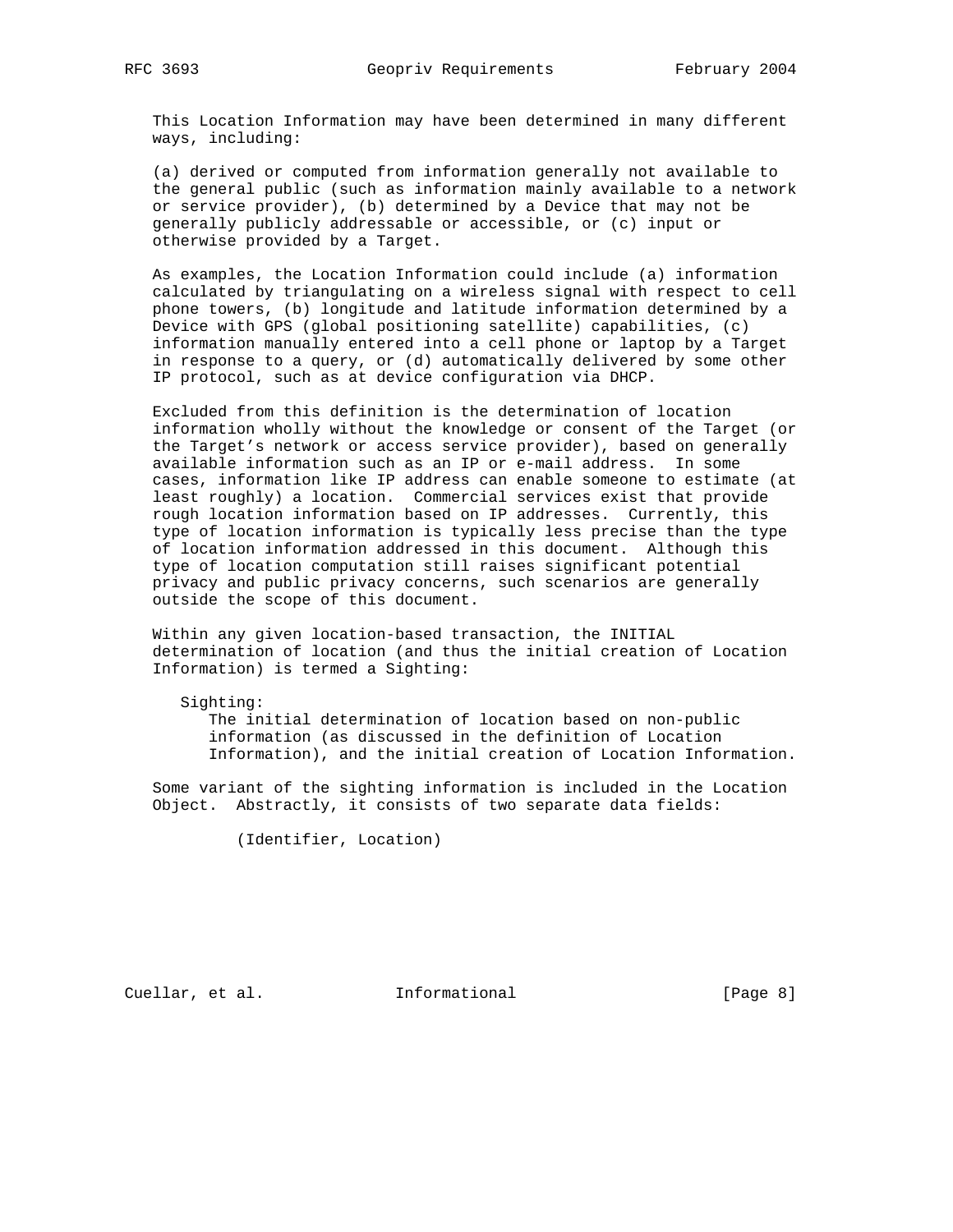This Location Information may have been determined in many different ways, including:

(a) derived or computed from information generally not available to the general public (such as information mainly available to a network or service provider), (b) determined by a Device that may not be generally publicly addressable or accessible, or (c) input or otherwise provided by a Target.

As examples, the Location Information could include (a) information calculated by triangulating on a wireless signal with respect to cell phone towers, (b) longitude and latitude information determined by a Device with GPS (global positioning satellite) capabilities, (c) information manually entered into a cell phone or laptop by a Target in response to a query, or (d) automatically delivered by some other IP protocol, such as at device configuration via DHCP.

Excluded from this definition is the determination of location information wholly without the knowledge or consent of the Target (or the Target's network or access service provider), based on generally available information such as an IP or e-mail address. In some cases, information like IP address can enable someone to estimate (at least roughly) a location. Commercial services exist that provide rough location information based on IP addresses. Currently, this type of location information is typically less precise than the type of location information addressed in this document. Although this type of location computation still raises significant potential privacy and public privacy concerns, such scenarios are generally outside the scope of this document.

Within any given location-based transaction, the INITIAL determination of location (and thus the initial creation of Location Information) is termed a Sighting:

Sighting:
: The initial determination of location based on non-public information (as discussed in the definition of Location Information), and the initial creation of Location Information.

Some variant of the sighting information is included in the Location Object. Abstractly, it consists of two separate data fields:

```
(Identifier, Location)
```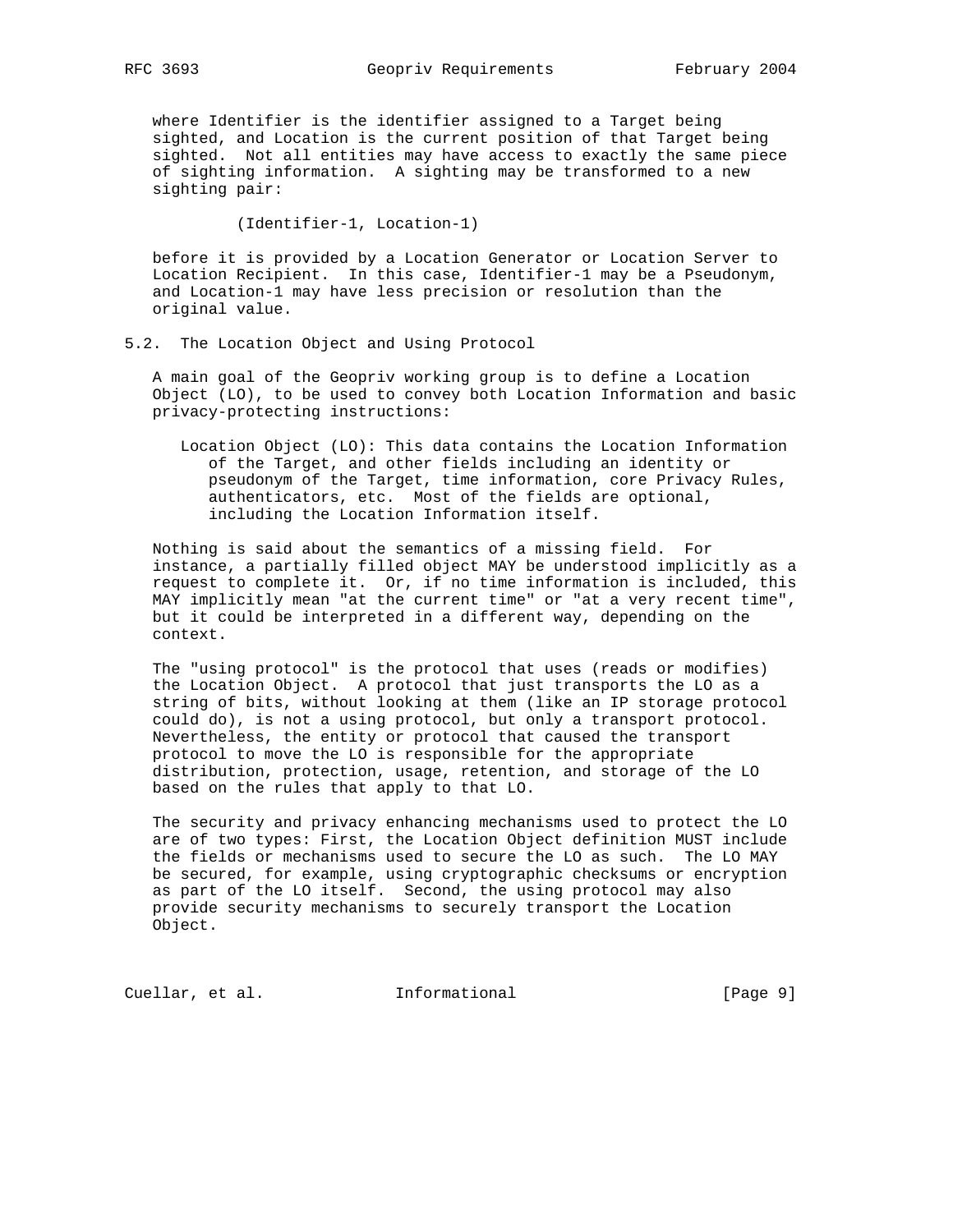where Identifier is the identifier assigned to a Target being sighted, and Location is the current position of that Target being sighted. Not all entities may have access to exactly the same piece of sighting information. A sighting may be transformed to a new sighting pair:

(Identifier-1, Location-1)

before it is provided by a Location Generator or Location Server to Location Recipient. In this case, Identifier-1 may be a Pseudonym, and Location-1 may have less precision or resolution than the original value.

## 5.2. The Location Object and Using Protocol

A main goal of the Geopriv working group is to define a Location Object (LO), to be used to convey both Location Information and basic privacy-protecting instructions:

Location Object (LO): This data contains the Location Information of the Target, and other fields including an identity or pseudonym of the Target, time information, core Privacy Rules, authenticators, etc. Most of the fields are optional, including the Location Information itself.

Nothing is said about the semantics of a missing field. For instance, a partially filled object MAY be understood implicitly as a request to complete it. Or, if no time information is included, this MAY implicitly mean "at the current time" or "at a very recent time", but it could be interpreted in a different way, depending on the context.

The "using protocol" is the protocol that uses (reads or modifies) the Location Object. A protocol that just transports the LO as a string of bits, without looking at them (like an IP storage protocol could do), is not a using protocol, but only a transport protocol. Nevertheless, the entity or protocol that caused the transport protocol to move the LO is responsible for the appropriate distribution, protection, usage, retention, and storage of the LO based on the rules that apply to that LO.

The security and privacy enhancing mechanisms used to protect the LO are of two types: First, the Location Object definition MUST include the fields or mechanisms used to secure the LO as such. The LO MAY be secured, for example, using cryptographic checksums or encryption as part of the LO itself. Second, the using protocol may also provide security mechanisms to securely transport the Location Object.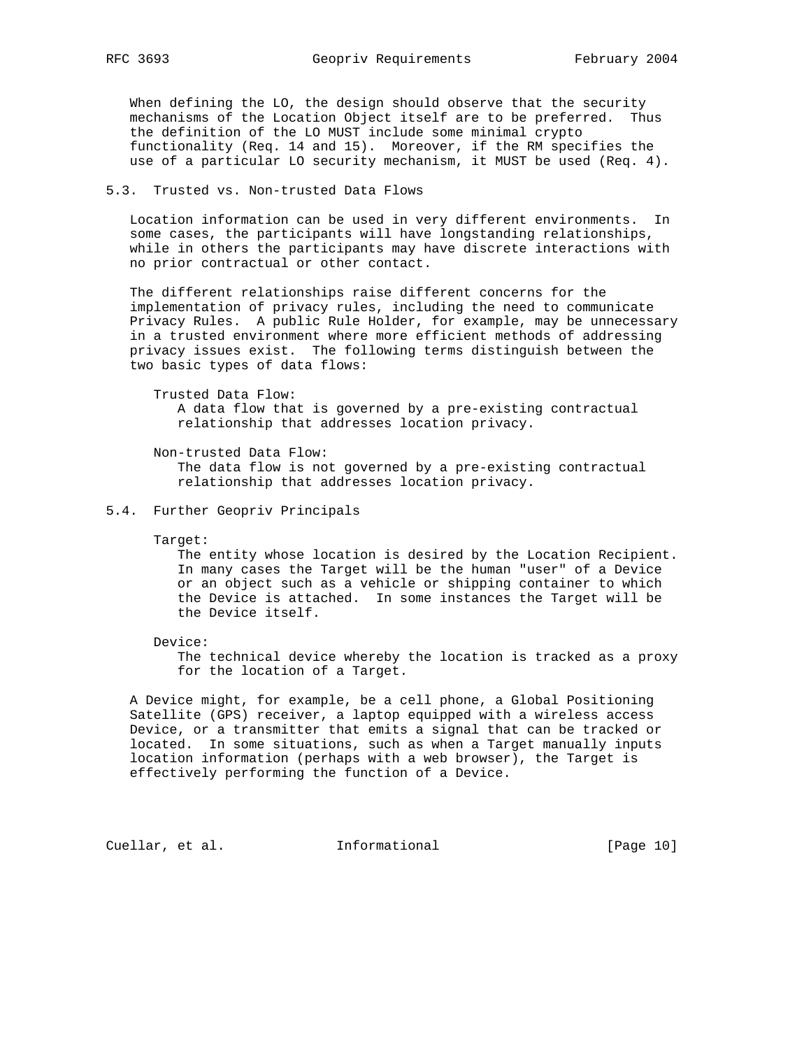When defining the LO, the design should observe that the security mechanisms of the Location Object itself are to be preferred. Thus the definition of the LO MUST include some minimal crypto functionality (Req. 14 and 15). Moreover, if the RM specifies the use of a particular LO security mechanism, it MUST be used (Req. 4).

### 5.3. Trusted vs. Non-trusted Data Flows

Location information can be used in very different environments. In some cases, the participants will have longstanding relationships, while in others the participants may have discrete interactions with no prior contractual or other contact.

The different relationships raise different concerns for the implementation of privacy rules, including the need to communicate Privacy Rules. A public Rule Holder, for example, may be unnecessary in a trusted environment where more efficient methods of addressing privacy issues exist. The following terms distinguish between the two basic types of data flows:

Trusted Data Flow:
A data flow that is governed by a pre-existing contractual relationship that addresses location privacy.

Non-trusted Data Flow:
The data flow is not governed by a pre-existing contractual relationship that addresses location privacy.

### 5.4. Further Geopriv Principals

Target:
The entity whose location is desired by the Location Recipient. In many cases the Target will be the human "user" of a Device or an object such as a vehicle or shipping container to which the Device is attached. In some instances the Target will be the Device itself.

Device:
The technical device whereby the location is tracked as a proxy for the location of a Target.

A Device might, for example, be a cell phone, a Global Positioning Satellite (GPS) receiver, a laptop equipped with a wireless access Device, or a transmitter that emits a signal that can be tracked or located. In some situations, such as when a Target manually inputs location information (perhaps with a web browser), the Target is effectively performing the function of a Device.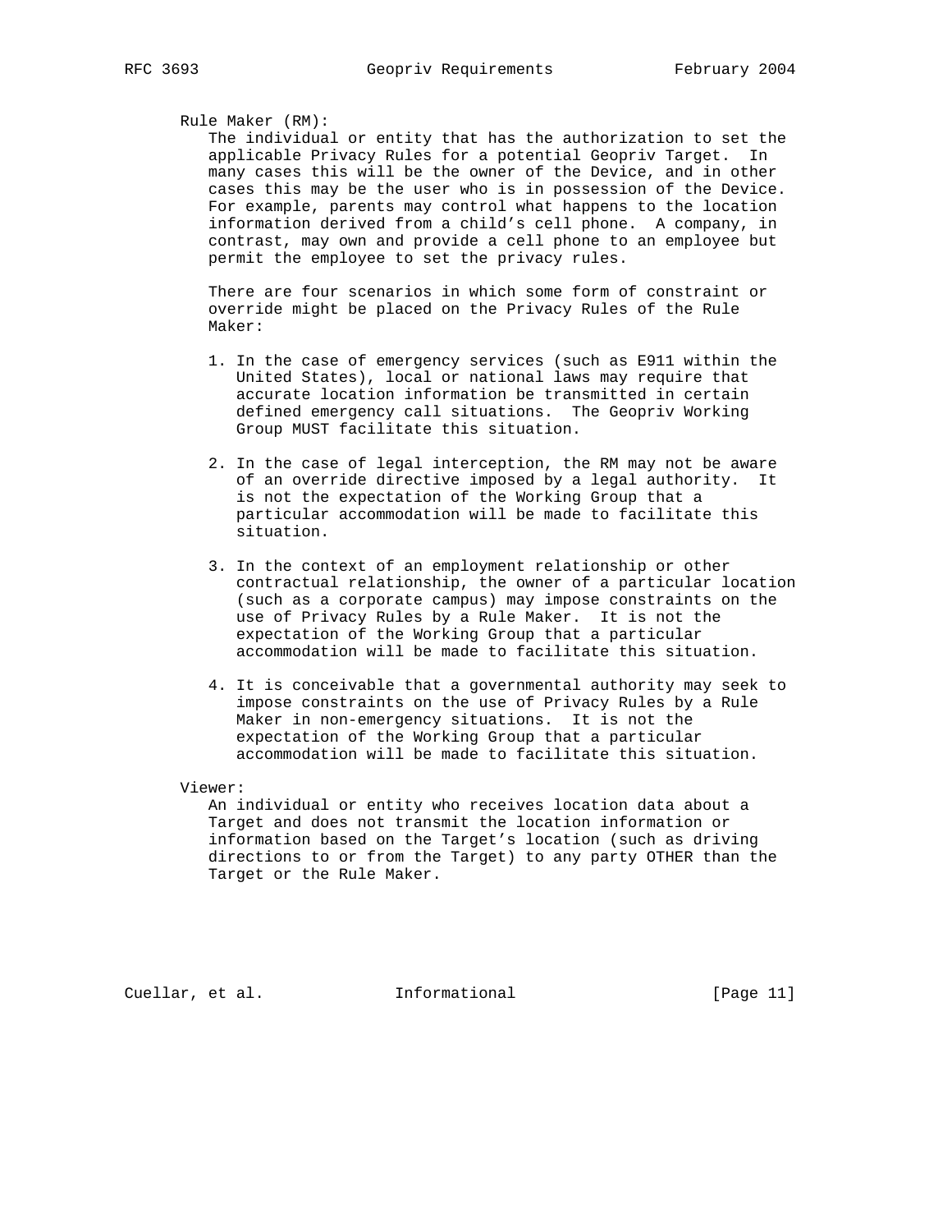Rule Maker (RM):

The individual or entity that has the authorization to set the applicable Privacy Rules for a potential Geopriv Target. In many cases this will be the owner of the Device, and in other cases this may be the user who is in possession of the Device. For example, parents may control what happens to the location information derived from a child's cell phone. A company, in contrast, may own and provide a cell phone to an employee but permit the employee to set the privacy rules.

There are four scenarios in which some form of constraint or override might be placed on the Privacy Rules of the Rule Maker:

1. In the case of emergency services (such as E911 within the United States), local or national laws may require that accurate location information be transmitted in certain defined emergency call situations. The Geopriv Working Group MUST facilitate this situation.

2. In the case of legal interception, the RM may not be aware of an override directive imposed by a legal authority. It is not the expectation of the Working Group that a particular accommodation will be made to facilitate this situation.

3. In the context of an employment relationship or other contractual relationship, the owner of a particular location (such as a corporate campus) may impose constraints on the use of Privacy Rules by a Rule Maker. It is not the expectation of the Working Group that a particular accommodation will be made to facilitate this situation.

4. It is conceivable that a governmental authority may seek to impose constraints on the use of Privacy Rules by a Rule Maker in non-emergency situations. It is not the expectation of the Working Group that a particular accommodation will be made to facilitate this situation.

Viewer:

An individual or entity who receives location data about a Target and does not transmit the location information or information based on the Target's location (such as driving directions to or from the Target) to any party OTHER than the Target or the Rule Maker.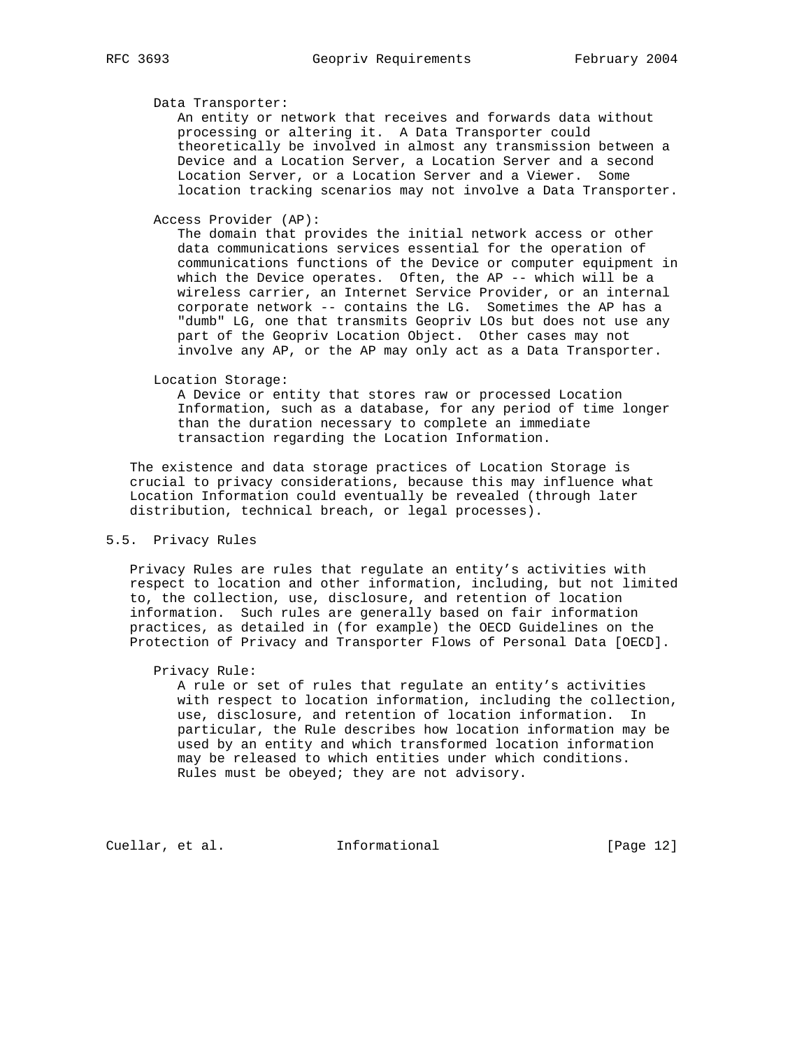Data Transporter:
An entity or network that receives and forwards data without processing or altering it. A Data Transporter could theoretically be involved in almost any transmission between a Device and a Location Server, a Location Server and a second Location Server, or a Location Server and a Viewer. Some location tracking scenarios may not involve a Data Transporter.

Access Provider (AP):
The domain that provides the initial network access or other data communications services essential for the operation of communications functions of the Device or computer equipment in which the Device operates. Often, the AP -- which will be a wireless carrier, an Internet Service Provider, or an internal corporate network -- contains the LG. Sometimes the AP has a "dumb" LG, one that transmits Geopriv LOs but does not use any part of the Geopriv Location Object. Other cases may not involve any AP, or the AP may only act as a Data Transporter.

Location Storage:
A Device or entity that stores raw or processed Location Information, such as a database, for any period of time longer than the duration necessary to complete an immediate transaction regarding the Location Information.

The existence and data storage practices of Location Storage is crucial to privacy considerations, because this may influence what Location Information could eventually be revealed (through later distribution, technical breach, or legal processes).

## 5.5. Privacy Rules

Privacy Rules are rules that regulate an entity’s activities with respect to location and other information, including, but not limited to, the collection, use, disclosure, and retention of location information. Such rules are generally based on fair information practices, as detailed in (for example) the OECD Guidelines on the Protection of Privacy and Transporter Flows of Personal Data [OECD].

Privacy Rule:
A rule or set of rules that regulate an entity’s activities with respect to location information, including the collection, use, disclosure, and retention of location information. In particular, the Rule describes how location information may be used by an entity and which transformed location information may be released to which entities under which conditions. Rules must be obeyed; they are not advisory.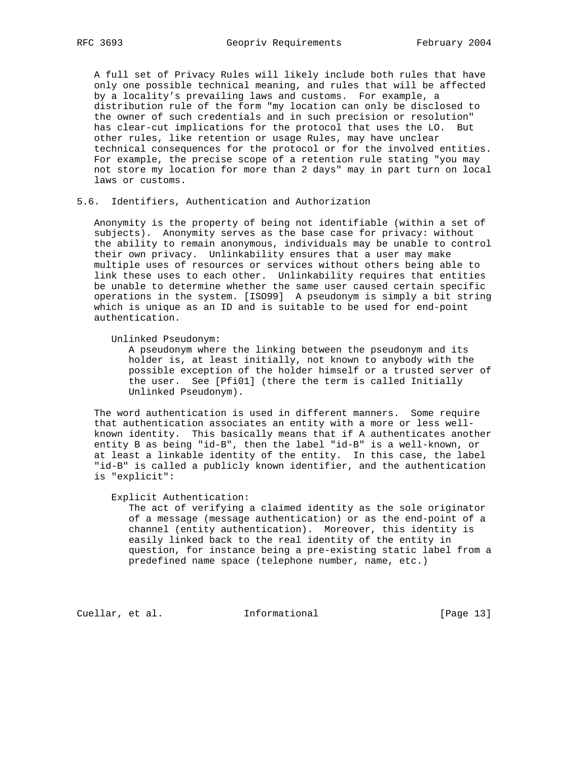A full set of Privacy Rules will likely include both rules that have only one possible technical meaning, and rules that will be affected by a locality's prevailing laws and customs. For example, a distribution rule of the form "my location can only be disclosed to the owner of such credentials and in such precision or resolution" has clear-cut implications for the protocol that uses the LO. But other rules, like retention or usage Rules, may have unclear technical consequences for the protocol or for the involved entities. For example, the precise scope of a retention rule stating "you may not store my location for more than 2 days" may in part turn on local laws or customs.

## 5.6. Identifiers, Authentication and Authorization

Anonymity is the property of being not identifiable (within a set of subjects). Anonymity serves as the base case for privacy: without the ability to remain anonymous, individuals may be unable to control their own privacy. Unlinkability ensures that a user may make multiple uses of resources or services without others being able to link these uses to each other. Unlinkability requires that entities be unable to determine whether the same user caused certain specific operations in the system. [ISO99] A pseudonym is simply a bit string which is unique as an ID and is suitable to be used for end-point authentication.

Unlinked Pseudonym:
: A pseudonym where the linking between the pseudonym and its holder is, at least initially, not known to anybody with the possible exception of the holder himself or a trusted server of the user. See [Pfi01] (there the term is called Initially Unlinked Pseudonym).

The word authentication is used in different manners. Some require that authentication associates an entity with a more or less well-known identity. This basically means that if A authenticates another entity B as being "id-B", then the label "id-B" is a well-known, or at least a linkable identity of the entity. In this case, the label "id-B" is called a publicly known identifier, and the authentication is "explicit":

Explicit Authentication:
: The act of verifying a claimed identity as the sole originator of a message (message authentication) or as the end-point of a channel (entity authentication). Moreover, this identity is easily linked back to the real identity of the entity in question, for instance being a pre-existing static label from a predefined name space (telephone number, name, etc.)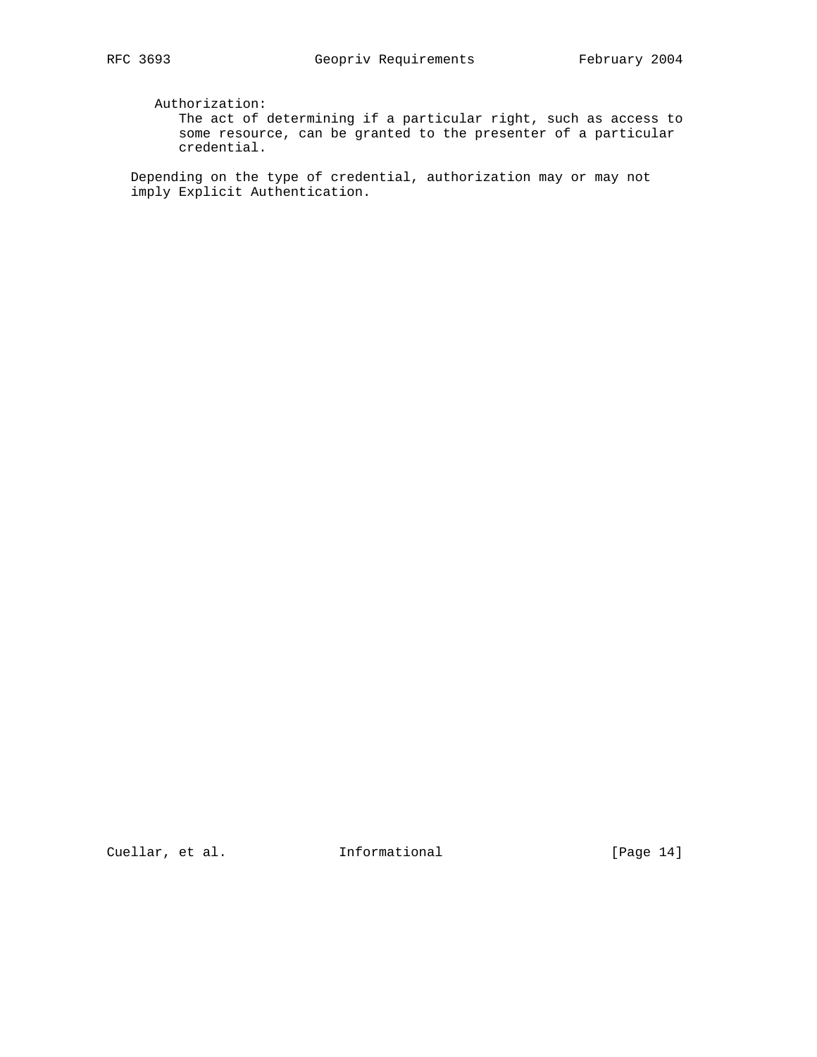Authorization:
The act of determining if a particular right, such as access to some resource, can be granted to the presenter of a particular credential.

Depending on the type of credential, authorization may or may not imply Explicit Authentication.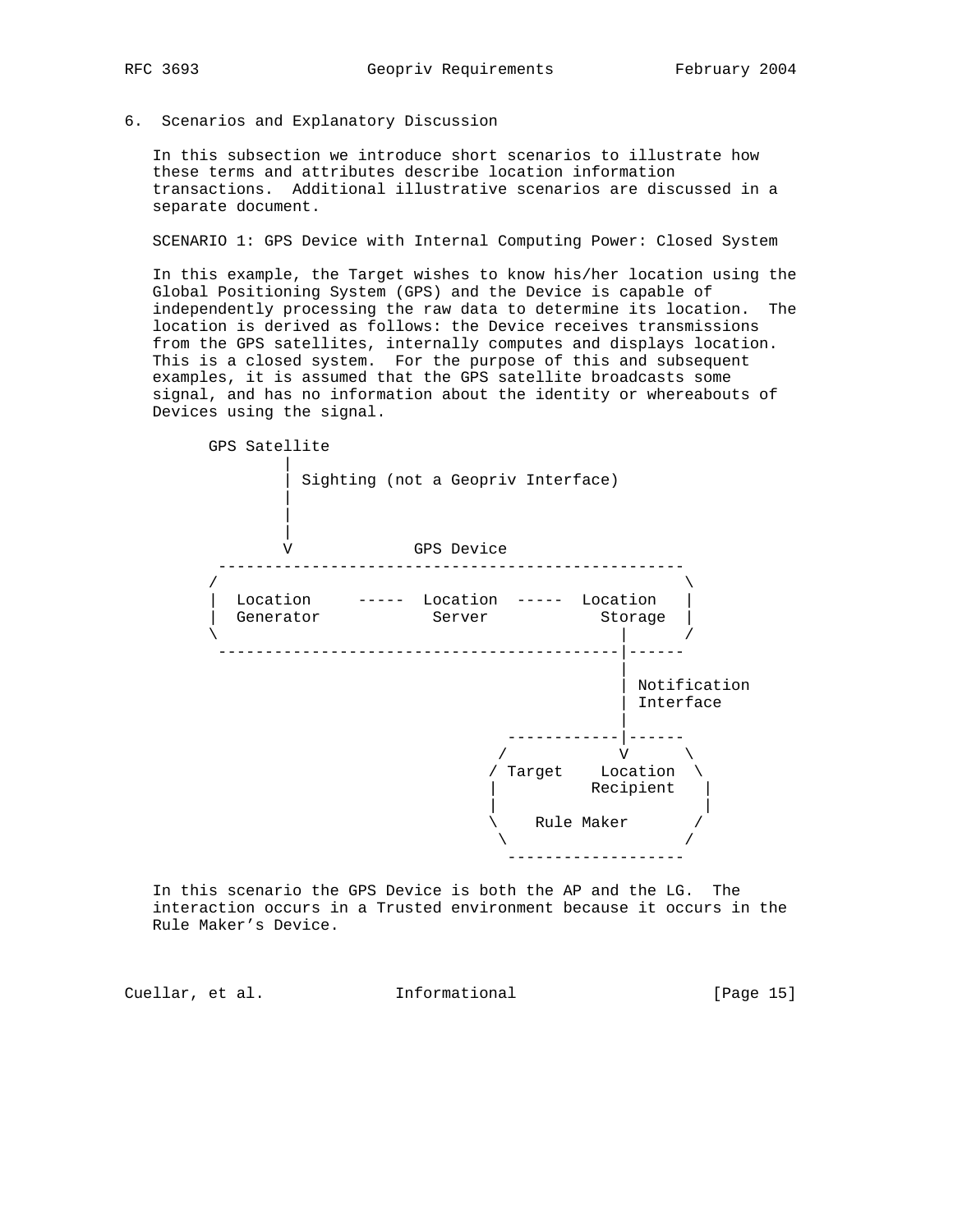## 6. Scenarios and Explanatory Discussion

In this subsection we introduce short scenarios to illustrate how these terms and attributes describe location information transactions. Additional illustrative scenarios are discussed in a separate document.

SCENARIO 1: GPS Device with Internal Computing Power: Closed System

In this example, the Target wishes to know his/her location using the Global Positioning System (GPS) and the Device is capable of independently processing the raw data to determine its location. The location is derived as follows: the Device receives transmissions from the GPS satellites, internally computes and displays location. This is a closed system. For the purpose of this and subsequent examples, it is assumed that the GPS satellite broadcasts some signal, and has no information about the identity or whereabouts of Devices using the signal.

```
    GPS Satellite
            |
            | Sighting (not a Geopriv Interface)
            |
            |
            |
            V             GPS Device
     --------------------------------------------------
    /                                                  \
    |  Location     -----  Location  -----  Location   |
    |  Generator            Server            Storage  |
    \                                           |      /
     -------------------------------------------|------
                                                |
                                                | Notification
                                                | Interface
                                                |
                                   ------------|------
                                  /            V      \
                                 / Target    Location  \
                                 |           Recipient  |
                                 |                      |
                                 \    Rule Maker       /
                                  \                   /
                                   -------------------
```

In this scenario the GPS Device is both the AP and the LG. The interaction occurs in a Trusted environment because it occurs in the Rule Maker's Device.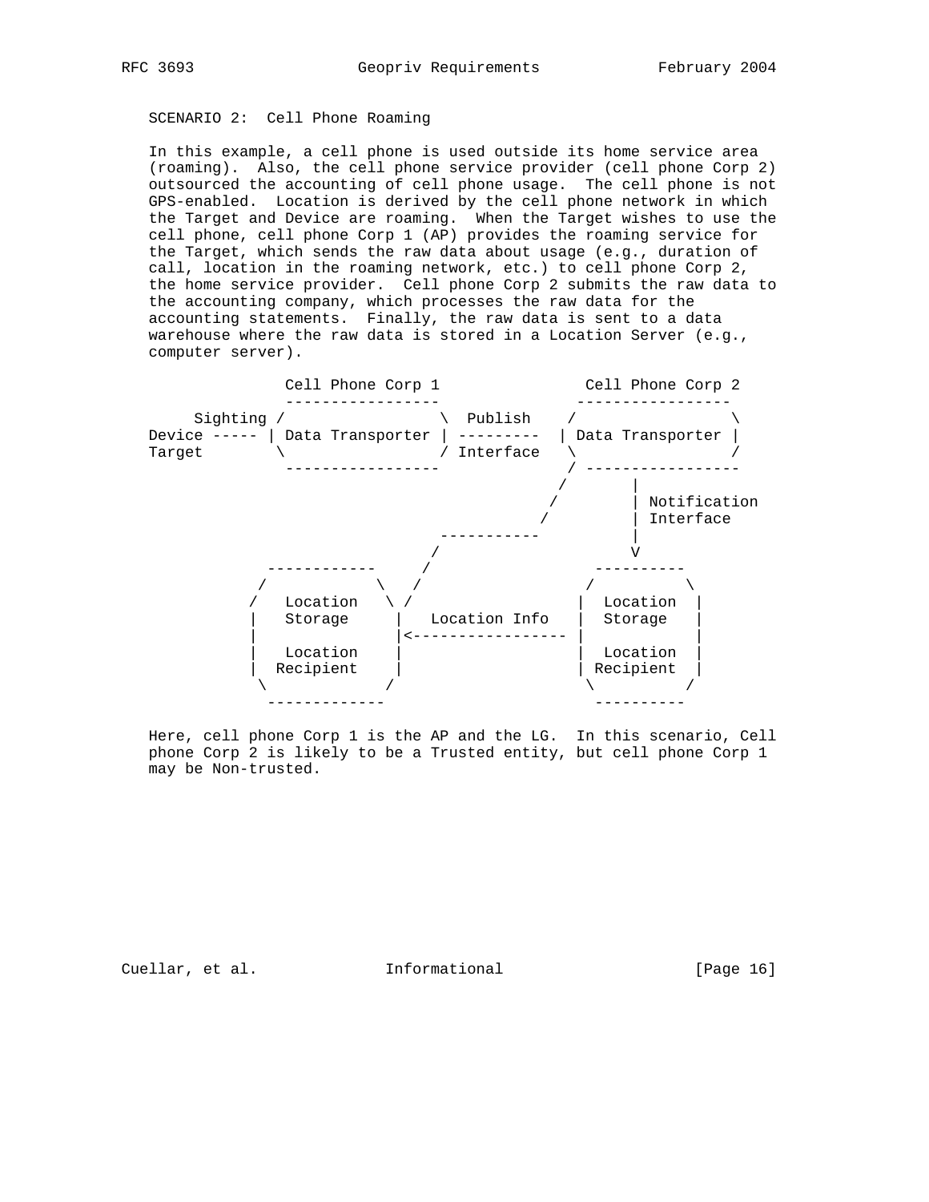SCENARIO 2: Cell Phone Roaming

In this example, a cell phone is used outside its home service area (roaming). Also, the cell phone service provider (cell phone Corp 2) outsourced the accounting of cell phone usage. The cell phone is not GPS-enabled. Location is derived by the cell phone network in which the Target and Device are roaming. When the Target wishes to use the cell phone, cell phone Corp 1 (AP) provides the roaming service for the Target, which sends the raw data about usage (e.g., duration of call, location in the roaming network, etc.) to cell phone Corp 2, the home service provider. Cell phone Corp 2 submits the raw data to the accounting company, which processes the raw data for the accounting statements. Finally, the raw data is sent to a data warehouse where the raw data is stored in a Location Server (e.g., computer server).

```
              Cell Phone Corp 1               Cell Phone Corp 2
              -----------------              -----------------
     Sighting /                 \  Publish    /                 \
Device ----- | Data Transporter | ---------  | Data Transporter |
Target        \                 / Interface   \                 /
              -----------------              / -----------------
                                            /       |
                                           /        | Notification
                                          /         | Interface
                                -----------         |
                               /                    V
        ------------          /                 ----------
       /            \        /                 /          \
      /   Location   \ /                      |  Location  |
      |   Storage     |   Location Info       |  Storage   |
      |               |<----------------- |                |
      |   Location    |                       |  Location  |
      |  Recipient    |                       | Recipient  |
       \             /                         \          /
        -------------                           ----------
```

Here, cell phone Corp 1 is the AP and the LG. In this scenario, Cell phone Corp 2 is likely to be a Trusted entity, but cell phone Corp 1 may be Non-trusted.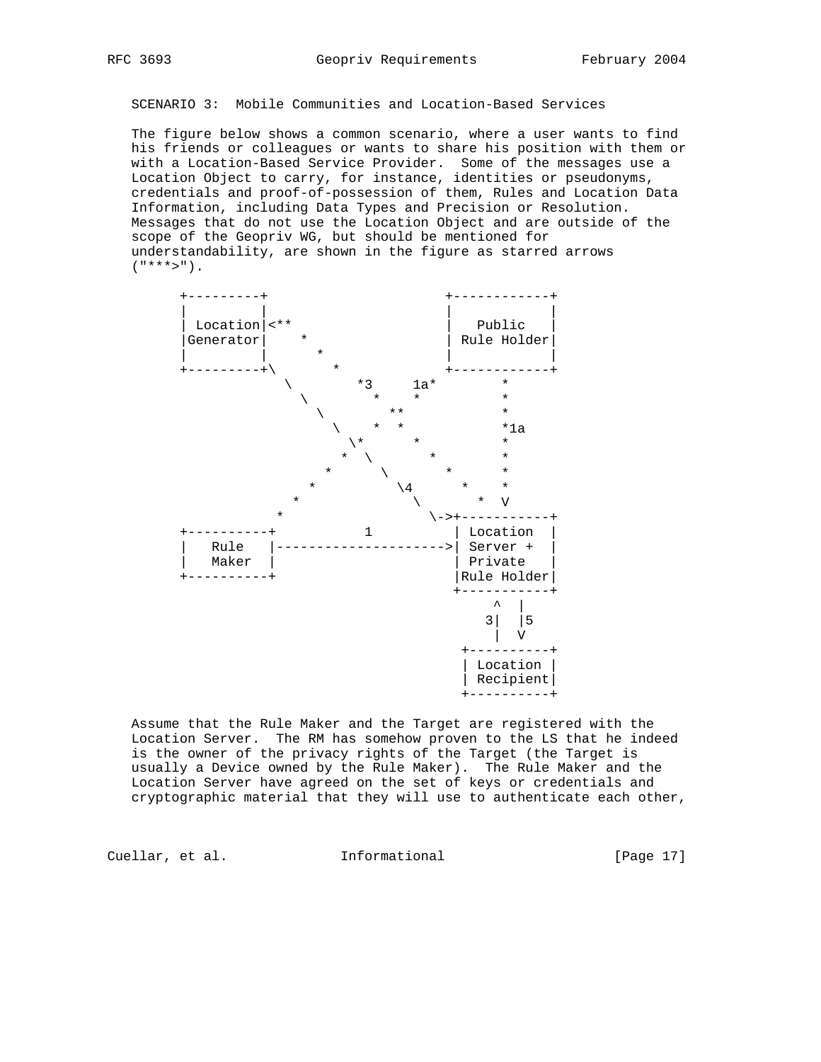SCENARIO 3:  Mobile Communities and Location-Based Services

The figure below shows a common scenario, where a user wants to find his friends or colleagues or wants to share his position with them or with a Location-Based Service Provider.  Some of the messages use a Location Object to carry, for instance, identities or pseudonyms, credentials and proof-of-possession of them, Rules and Location Data Information, including Data Types and Precision or Resolution. Messages that do not use the Location Object and are outside of the scope of the Geopriv WG, but should be mentioned for understandability, are shown in the figure as starred arrows ("***>").

```
   +---------+                    +------------+
   |         |                    |            |
   | Location|<**                 |   Public   |
   |Generator|    *               | Rule Holder|
   |         |      *             |            |
   +---------+\       *           +------------+
               \        *3     1a*         *
                 \        *    *           *
                   \        **             *
                     \    *  *             *1a
                      \*      *            *
                     *  \       *          *
                   *      \       *        *
                 *          \4      *      *
               *              \       *  V
             *                 \->+-----------+
   +----------+          1         | Location  |
   |   Rule   |--------------------->| Server +  |
   |   Maker  |                    | Private   |
   +----------+                    |Rule Holder|
                                   +-----------+
                                       ^  |
                                      3|  |5
                                       |  V
                                    +----------+
                                    | Location |
                                    | Recipient|
                                    +----------+
```

Assume that the Rule Maker and the Target are registered with the Location Server.  The RM has somehow proven to the LS that he indeed is the owner of the privacy rights of the Target (the Target is usually a Device owned by the Rule Maker).  The Rule Maker and the Location Server have agreed on the set of keys or credentials and cryptographic material that they will use to authenticate each other,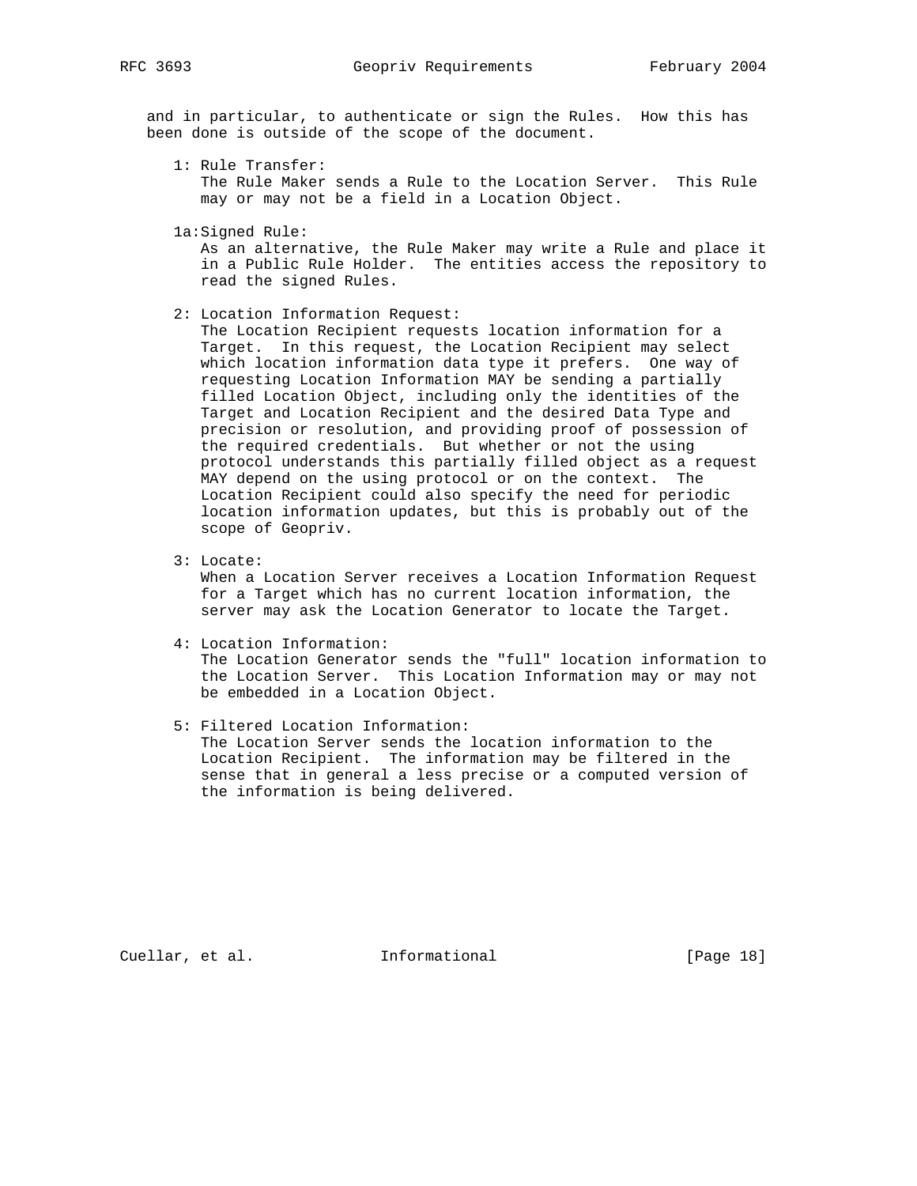and in particular, to authenticate or sign the Rules. How this has been done is outside of the scope of the document.

1: Rule Transfer:
The Rule Maker sends a Rule to the Location Server. This Rule may or may not be a field in a Location Object.

1a: Signed Rule:
As an alternative, the Rule Maker may write a Rule and place it in a Public Rule Holder. The entities access the repository to read the signed Rules.

2: Location Information Request:
The Location Recipient requests location information for a Target. In this request, the Location Recipient may select which location information data type it prefers. One way of requesting Location Information MAY be sending a partially filled Location Object, including only the identities of the Target and Location Recipient and the desired Data Type and precision or resolution, and providing proof of possession of the required credentials. But whether or not the using protocol understands this partially filled object as a request MAY depend on the using protocol or on the context. The Location Recipient could also specify the need for periodic location information updates, but this is probably out of the scope of Geopriv.

3: Locate:
When a Location Server receives a Location Information Request for a Target which has no current location information, the server may ask the Location Generator to locate the Target.

4: Location Information:
The Location Generator sends the "full" location information to the Location Server. This Location Information may or may not be embedded in a Location Object.

5: Filtered Location Information:
The Location Server sends the location information to the Location Recipient. The information may be filtered in the sense that in general a less precise or a computed version of the information is being delivered.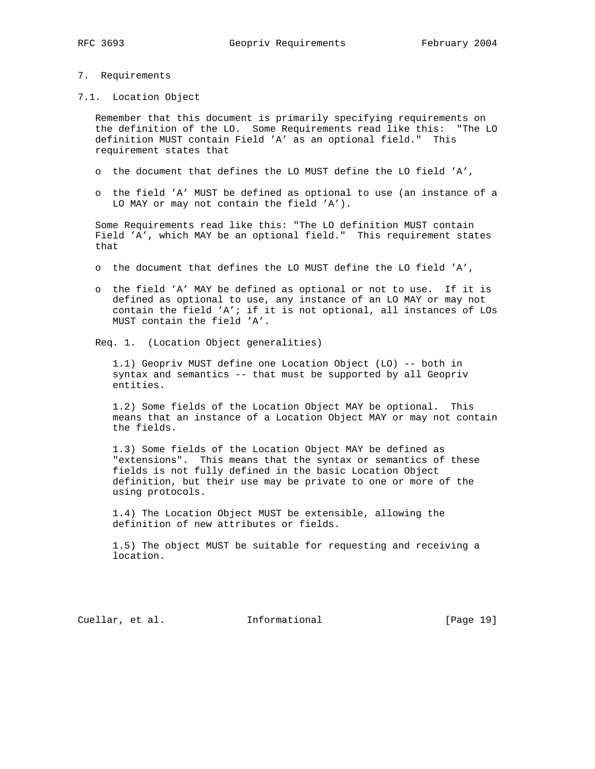## 7. Requirements

### 7.1. Location Object

Remember that this document is primarily specifying requirements on the definition of the LO. Some Requirements read like this: "The LO definition MUST contain Field 'A' as an optional field." This requirement states that

- the document that defines the LO MUST define the LO field 'A',
- the field 'A' MUST be defined as optional to use (an instance of a LO MAY or may not contain the field 'A').

Some Requirements read like this: "The LO definition MUST contain Field 'A', which MAY be an optional field." This requirement states that

- the document that defines the LO MUST define the LO field 'A',
- the field 'A' MAY be defined as optional or not to use. If it is defined as optional to use, any instance of an LO MAY or may not contain the field 'A'; if it is not optional, all instances of LOs MUST contain the field 'A'.

Req. 1. (Location Object generalities)

1.1) Geopriv MUST define one Location Object (LO) -- both in syntax and semantics -- that must be supported by all Geopriv entities.

1.2) Some fields of the Location Object MAY be optional. This means that an instance of a Location Object MAY or may not contain the fields.

1.3) Some fields of the Location Object MAY be defined as "extensions". This means that the syntax or semantics of these fields is not fully defined in the basic Location Object definition, but their use may be private to one or more of the using protocols.

1.4) The Location Object MUST be extensible, allowing the definition of new attributes or fields.

1.5) The object MUST be suitable for requesting and receiving a location.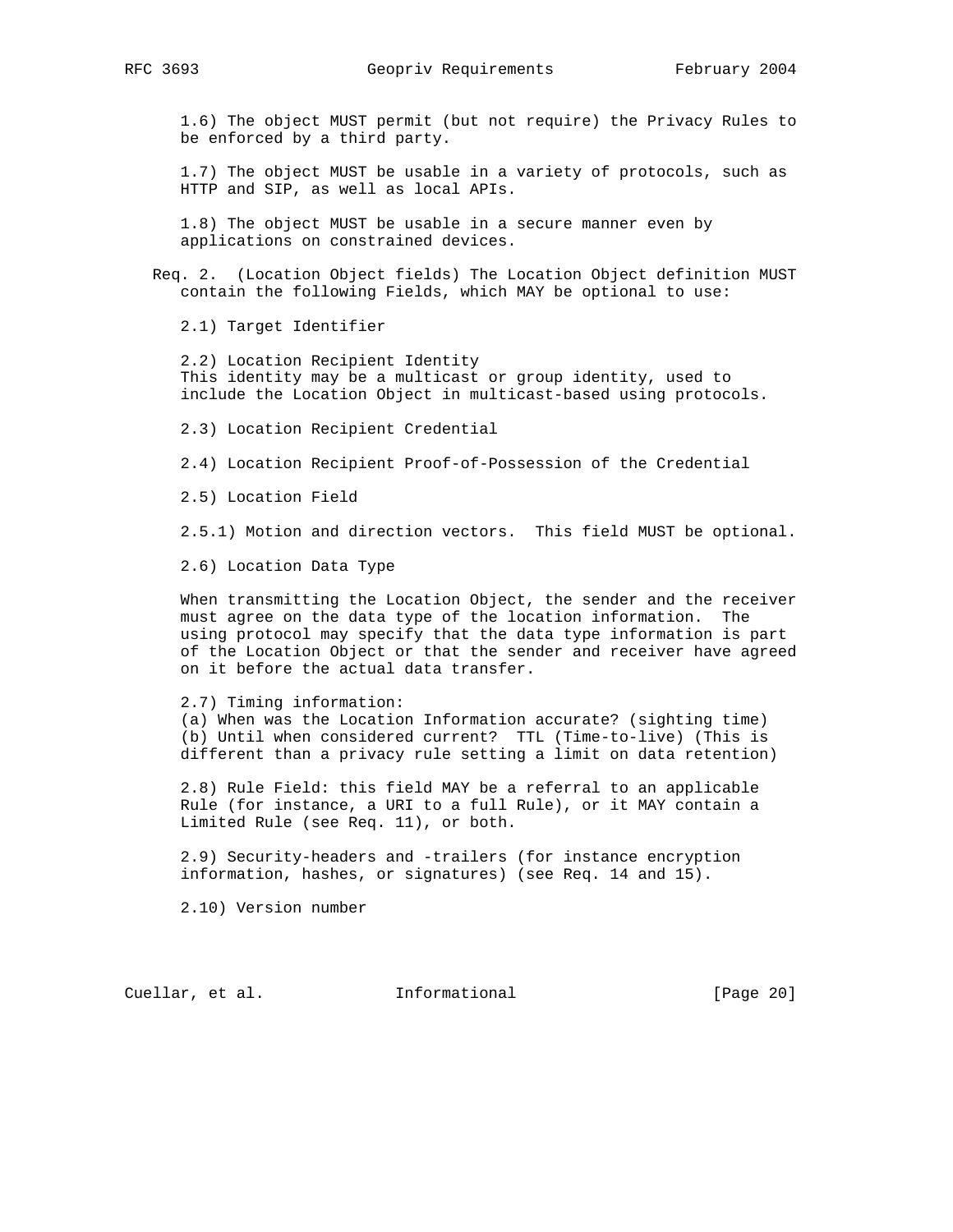1.6) The object MUST permit (but not require) the Privacy Rules to be enforced by a third party.

1.7) The object MUST be usable in a variety of protocols, such as HTTP and SIP, as well as local APIs.

1.8) The object MUST be usable in a secure manner even by applications on constrained devices.

Req. 2. (Location Object fields) The Location Object definition MUST contain the following Fields, which MAY be optional to use:

2.1) Target Identifier

2.2) Location Recipient Identity
This identity may be a multicast or group identity, used to include the Location Object in multicast-based using protocols.

2.3) Location Recipient Credential

2.4) Location Recipient Proof-of-Possession of the Credential

2.5) Location Field

2.5.1) Motion and direction vectors. This field MUST be optional.

2.6) Location Data Type

When transmitting the Location Object, the sender and the receiver must agree on the data type of the location information. The using protocol may specify that the data type information is part of the Location Object or that the sender and receiver have agreed on it before the actual data transfer.

2.7) Timing information:
(a) When was the Location Information accurate? (sighting time)
(b) Until when considered current? TTL (Time-to-live) (This is different than a privacy rule setting a limit on data retention)

2.8) Rule Field: this field MAY be a referral to an applicable Rule (for instance, a URI to a full Rule), or it MAY contain a Limited Rule (see Req. 11), or both.

2.9) Security-headers and -trailers (for instance encryption information, hashes, or signatures) (see Req. 14 and 15).

2.10) Version number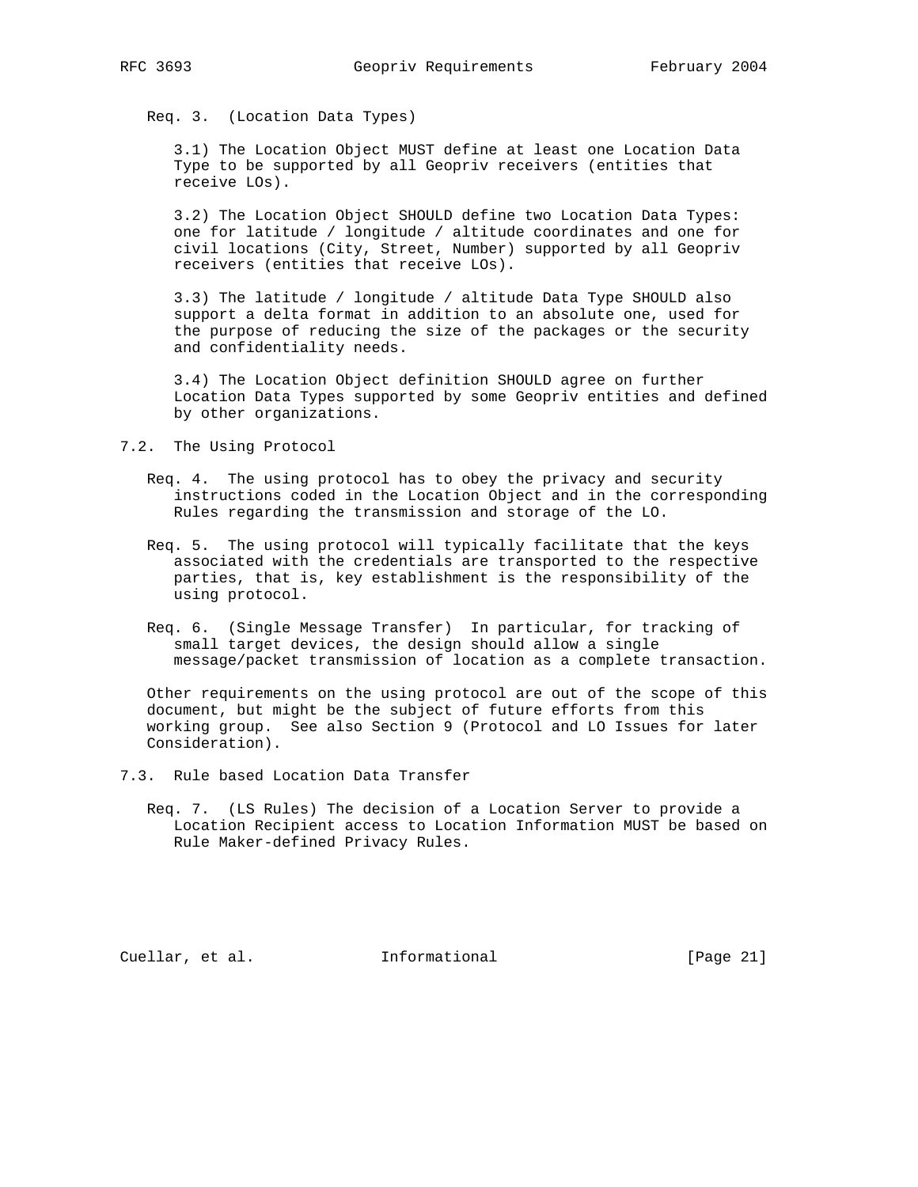Req. 3. (Location Data Types)

3.1) The Location Object MUST define at least one Location Data Type to be supported by all Geopriv receivers (entities that receive LOs).

3.2) The Location Object SHOULD define two Location Data Types: one for latitude / longitude / altitude coordinates and one for civil locations (City, Street, Number) supported by all Geopriv receivers (entities that receive LOs).

3.3) The latitude / longitude / altitude Data Type SHOULD also support a delta format in addition to an absolute one, used for the purpose of reducing the size of the packages or the security and confidentiality needs.

3.4) The Location Object definition SHOULD agree on further Location Data Types supported by some Geopriv entities and defined by other organizations.

## 7.2. The Using Protocol

Req. 4. The using protocol has to obey the privacy and security instructions coded in the Location Object and in the corresponding Rules regarding the transmission and storage of the LO.

Req. 5. The using protocol will typically facilitate that the keys associated with the credentials are transported to the respective parties, that is, key establishment is the responsibility of the using protocol.

Req. 6. (Single Message Transfer) In particular, for tracking of small target devices, the design should allow a single message/packet transmission of location as a complete transaction.

Other requirements on the using protocol are out of the scope of this document, but might be the subject of future efforts from this working group. See also Section 9 (Protocol and LO Issues for later Consideration).

## 7.3. Rule based Location Data Transfer

Req. 7. (LS Rules) The decision of a Location Server to provide a Location Recipient access to Location Information MUST be based on Rule Maker-defined Privacy Rules.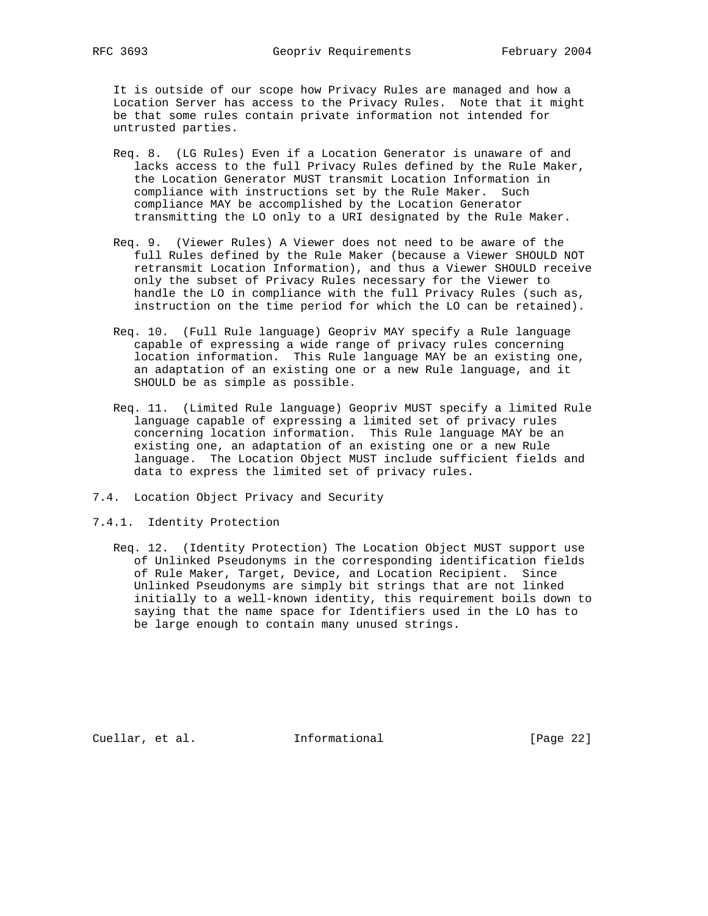It is outside of our scope how Privacy Rules are managed and how a Location Server has access to the Privacy Rules. Note that it might be that some rules contain private information not intended for untrusted parties.

Req. 8. (LG Rules) Even if a Location Generator is unaware of and lacks access to the full Privacy Rules defined by the Rule Maker, the Location Generator MUST transmit Location Information in compliance with instructions set by the Rule Maker. Such compliance MAY be accomplished by the Location Generator transmitting the LO only to a URI designated by the Rule Maker.

Req. 9. (Viewer Rules) A Viewer does not need to be aware of the full Rules defined by the Rule Maker (because a Viewer SHOULD NOT retransmit Location Information), and thus a Viewer SHOULD receive only the subset of Privacy Rules necessary for the Viewer to handle the LO in compliance with the full Privacy Rules (such as, instruction on the time period for which the LO can be retained).

Req. 10. (Full Rule language) Geopriv MAY specify a Rule language capable of expressing a wide range of privacy rules concerning location information. This Rule language MAY be an existing one, an adaptation of an existing one or a new Rule language, and it SHOULD be as simple as possible.

Req. 11. (Limited Rule language) Geopriv MUST specify a limited Rule language capable of expressing a limited set of privacy rules concerning location information. This Rule language MAY be an existing one, an adaptation of an existing one or a new Rule language. The Location Object MUST include sufficient fields and data to express the limited set of privacy rules.

### 7.4. Location Object Privacy and Security

#### 7.4.1. Identity Protection

Req. 12. (Identity Protection) The Location Object MUST support use of Unlinked Pseudonyms in the corresponding identification fields of Rule Maker, Target, Device, and Location Recipient. Since Unlinked Pseudonyms are simply bit strings that are not linked initially to a well-known identity, this requirement boils down to saying that the name space for Identifiers used in the LO has to be large enough to contain many unused strings.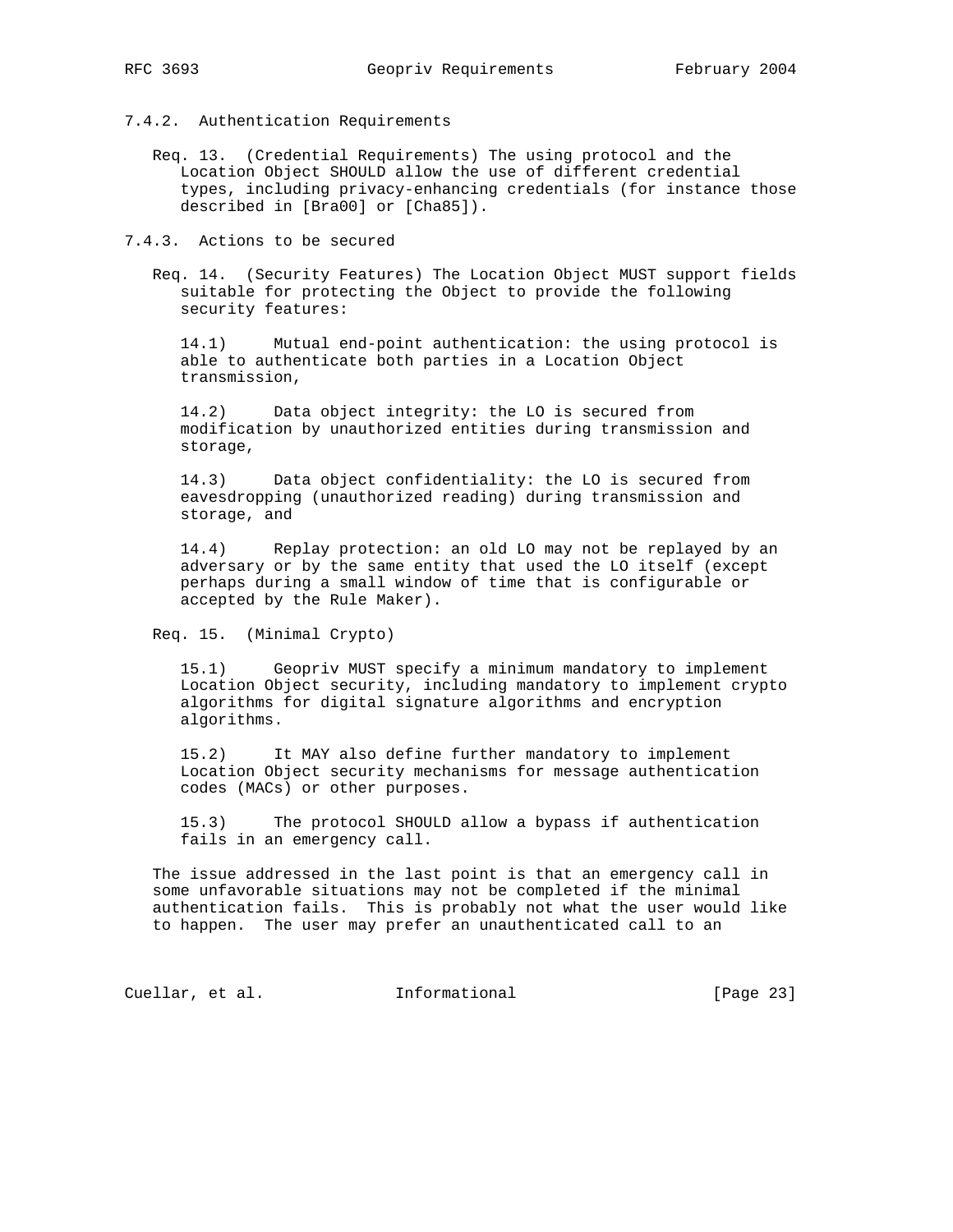#### 7.4.2. Authentication Requirements

Req. 13. (Credential Requirements) The using protocol and the Location Object SHOULD allow the use of different credential types, including privacy-enhancing credentials (for instance those described in [Bra00] or [Cha85]).

#### 7.4.3. Actions to be secured

Req. 14. (Security Features) The Location Object MUST support fields suitable for protecting the Object to provide the following security features:

14.1) Mutual end-point authentication: the using protocol is able to authenticate both parties in a Location Object transmission,

14.2) Data object integrity: the LO is secured from modification by unauthorized entities during transmission and storage,

14.3) Data object confidentiality: the LO is secured from eavesdropping (unauthorized reading) during transmission and storage, and

14.4) Replay protection: an old LO may not be replayed by an adversary or by the same entity that used the LO itself (except perhaps during a small window of time that is configurable or accepted by the Rule Maker).

Req. 15. (Minimal Crypto)

15.1) Geopriv MUST specify a minimum mandatory to implement Location Object security, including mandatory to implement crypto algorithms for digital signature algorithms and encryption algorithms.

15.2) It MAY also define further mandatory to implement Location Object security mechanisms for message authentication codes (MACs) or other purposes.

15.3) The protocol SHOULD allow a bypass if authentication fails in an emergency call.

The issue addressed in the last point is that an emergency call in some unfavorable situations may not be completed if the minimal authentication fails. This is probably not what the user would like to happen. The user may prefer an unauthenticated call to an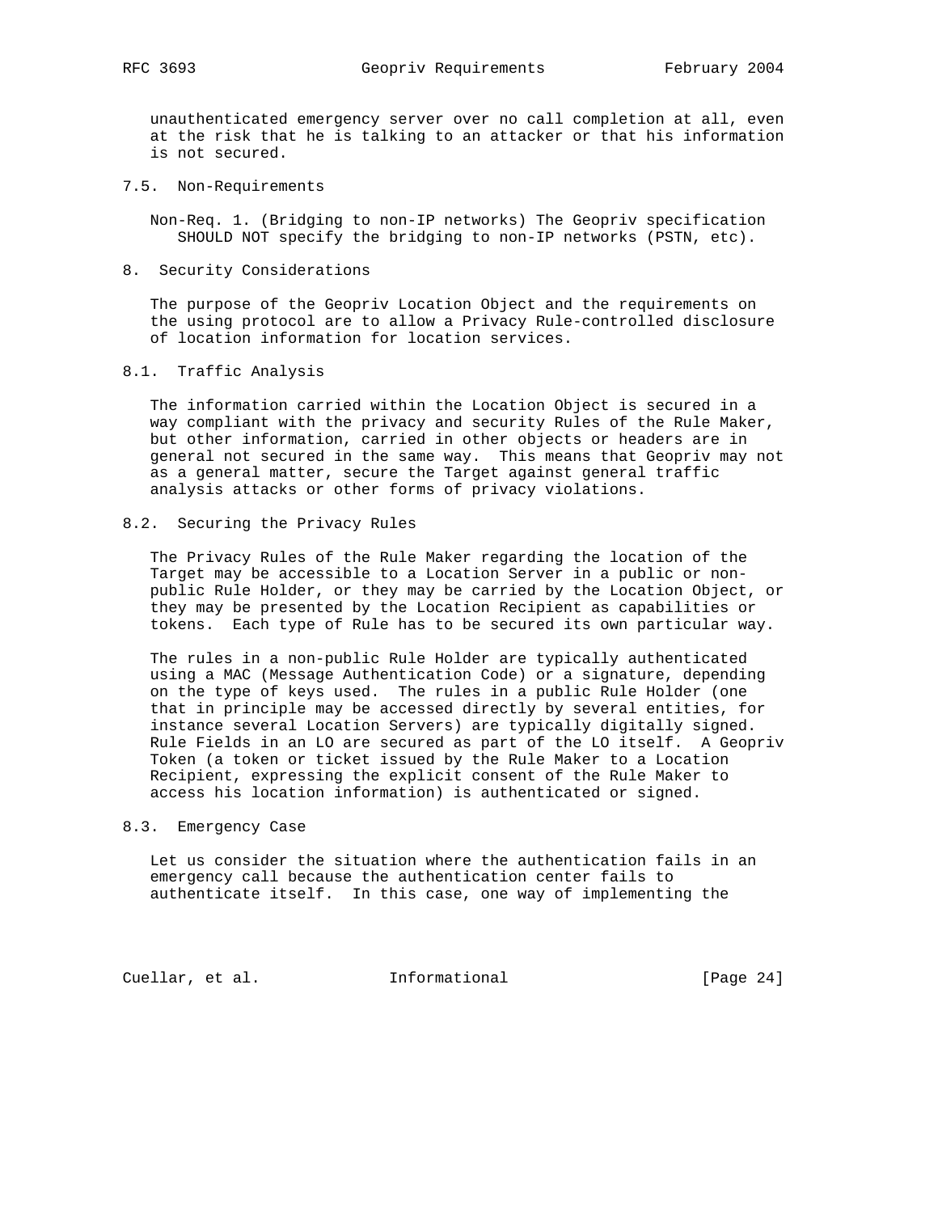unauthenticated emergency server over no call completion at all, even at the risk that he is talking to an attacker or that his information is not secured.

### 7.5. Non-Requirements

Non-Req. 1. (Bridging to non-IP networks) The Geopriv specification SHOULD NOT specify the bridging to non-IP networks (PSTN, etc).

## 8. Security Considerations

The purpose of the Geopriv Location Object and the requirements on the using protocol are to allow a Privacy Rule-controlled disclosure of location information for location services.

### 8.1. Traffic Analysis

The information carried within the Location Object is secured in a way compliant with the privacy and security Rules of the Rule Maker, but other information, carried in other objects or headers are in general not secured in the same way. This means that Geopriv may not as a general matter, secure the Target against general traffic analysis attacks or other forms of privacy violations.

### 8.2. Securing the Privacy Rules

The Privacy Rules of the Rule Maker regarding the location of the Target may be accessible to a Location Server in a public or non-public Rule Holder, or they may be carried by the Location Object, or they may be presented by the Location Recipient as capabilities or tokens. Each type of Rule has to be secured its own particular way.

The rules in a non-public Rule Holder are typically authenticated using a MAC (Message Authentication Code) or a signature, depending on the type of keys used. The rules in a public Rule Holder (one that in principle may be accessed directly by several entities, for instance several Location Servers) are typically digitally signed. Rule Fields in an LO are secured as part of the LO itself. A Geopriv Token (a token or ticket issued by the Rule Maker to a Location Recipient, expressing the explicit consent of the Rule Maker to access his location information) is authenticated or signed.

### 8.3. Emergency Case

Let us consider the situation where the authentication fails in an emergency call because the authentication center fails to authenticate itself. In this case, one way of implementing the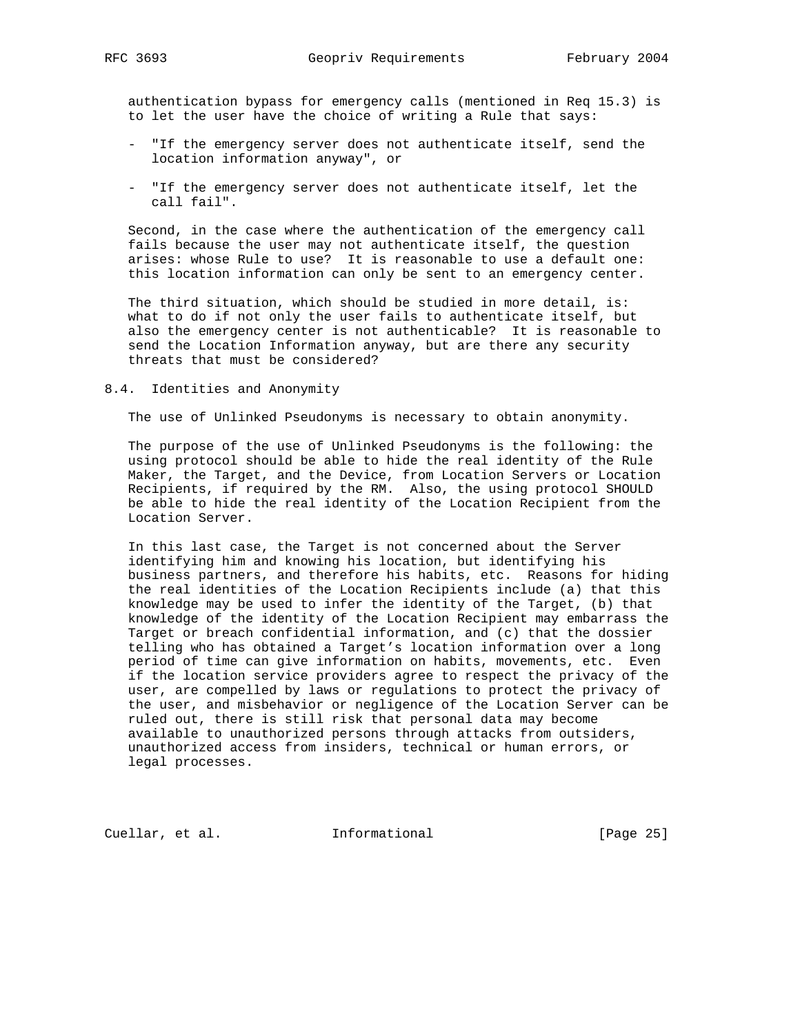authentication bypass for emergency calls (mentioned in Req 15.3) is to let the user have the choice of writing a Rule that says:

- "If the emergency server does not authenticate itself, send the location information anyway", or

- "If the emergency server does not authenticate itself, let the call fail".

Second, in the case where the authentication of the emergency call fails because the user may not authenticate itself, the question arises: whose Rule to use? It is reasonable to use a default one: this location information can only be sent to an emergency center.

The third situation, which should be studied in more detail, is: what to do if not only the user fails to authenticate itself, but also the emergency center is not authenticable? It is reasonable to send the Location Information anyway, but are there any security threats that must be considered?

## 8.4. Identities and Anonymity

The use of Unlinked Pseudonyms is necessary to obtain anonymity.

The purpose of the use of Unlinked Pseudonyms is the following: the using protocol should be able to hide the real identity of the Rule Maker, the Target, and the Device, from Location Servers or Location Recipients, if required by the RM. Also, the using protocol SHOULD be able to hide the real identity of the Location Recipient from the Location Server.

In this last case, the Target is not concerned about the Server identifying him and knowing his location, but identifying his business partners, and therefore his habits, etc. Reasons for hiding the real identities of the Location Recipients include (a) that this knowledge may be used to infer the identity of the Target, (b) that knowledge of the identity of the Location Recipient may embarrass the Target or breach confidential information, and (c) that the dossier telling who has obtained a Target's location information over a long period of time can give information on habits, movements, etc. Even if the location service providers agree to respect the privacy of the user, are compelled by laws or regulations to protect the privacy of the user, and misbehavior or negligence of the Location Server can be ruled out, there is still risk that personal data may become available to unauthorized persons through attacks from outsiders, unauthorized access from insiders, technical or human errors, or legal processes.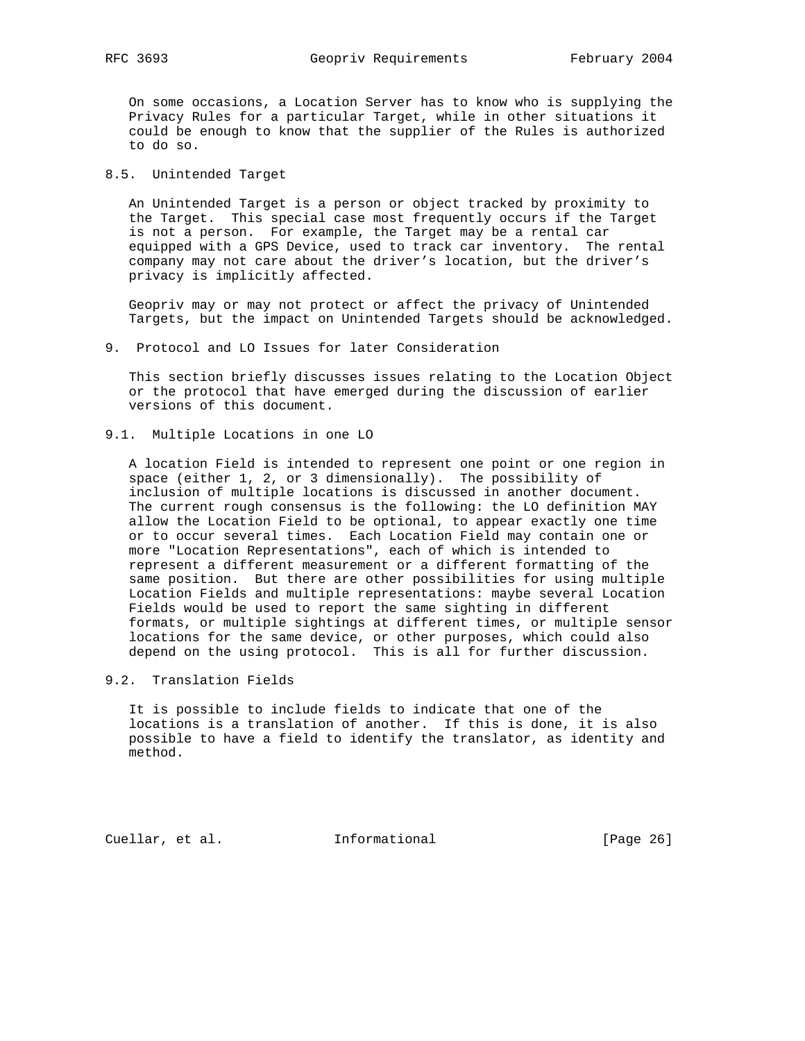On some occasions, a Location Server has to know who is supplying the Privacy Rules for a particular Target, while in other situations it could be enough to know that the supplier of the Rules is authorized to do so.

### 8.5. Unintended Target

An Unintended Target is a person or object tracked by proximity to the Target. This special case most frequently occurs if the Target is not a person. For example, the Target may be a rental car equipped with a GPS Device, used to track car inventory. The rental company may not care about the driver's location, but the driver's privacy is implicitly affected.

Geopriv may or may not protect or affect the privacy of Unintended Targets, but the impact on Unintended Targets should be acknowledged.

## 9. Protocol and LO Issues for later Consideration

This section briefly discusses issues relating to the Location Object or the protocol that have emerged during the discussion of earlier versions of this document.

### 9.1. Multiple Locations in one LO

A location Field is intended to represent one point or one region in space (either 1, 2, or 3 dimensionally). The possibility of inclusion of multiple locations is discussed in another document. The current rough consensus is the following: the LO definition MAY allow the Location Field to be optional, to appear exactly one time or to occur several times. Each Location Field may contain one or more "Location Representations", each of which is intended to represent a different measurement or a different formatting of the same position. But there are other possibilities for using multiple Location Fields and multiple representations: maybe several Location Fields would be used to report the same sighting in different formats, or multiple sightings at different times, or multiple sensor locations for the same device, or other purposes, which could also depend on the using protocol. This is all for further discussion.

### 9.2. Translation Fields

It is possible to include fields to indicate that one of the locations is a translation of another. If this is done, it is also possible to have a field to identify the translator, as identity and method.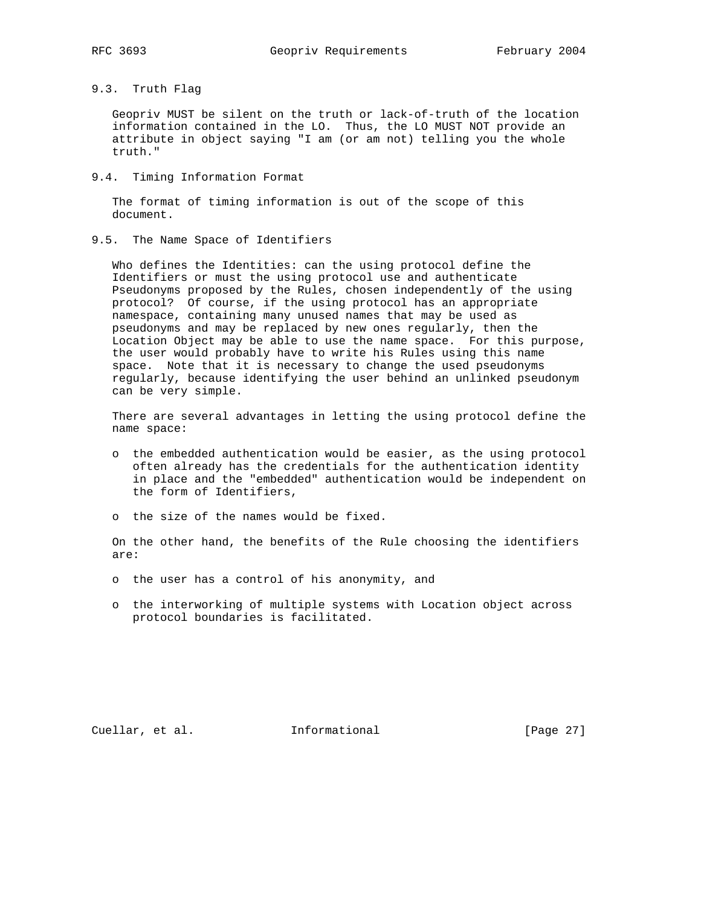### 9.3. Truth Flag

Geopriv MUST be silent on the truth or lack-of-truth of the location information contained in the LO. Thus, the LO MUST NOT provide an attribute in object saying "I am (or am not) telling you the whole truth."

### 9.4. Timing Information Format

The format of timing information is out of the scope of this document.

### 9.5. The Name Space of Identifiers

Who defines the Identities: can the using protocol define the Identifiers or must the using protocol use and authenticate Pseudonyms proposed by the Rules, chosen independently of the using protocol? Of course, if the using protocol has an appropriate namespace, containing many unused names that may be used as pseudonyms and may be replaced by new ones regularly, then the Location Object may be able to use the name space. For this purpose, the user would probably have to write his Rules using this name space. Note that it is necessary to change the used pseudonyms regularly, because identifying the user behind an unlinked pseudonym can be very simple.

There are several advantages in letting the using protocol define the name space:

- the embedded authentication would be easier, as the using protocol often already has the credentials for the authentication identity in place and the "embedded" authentication would be independent on the form of Identifiers,
- the size of the names would be fixed.

On the other hand, the benefits of the Rule choosing the identifiers are:

- the user has a control of his anonymity, and
- the interworking of multiple systems with Location object across protocol boundaries is facilitated.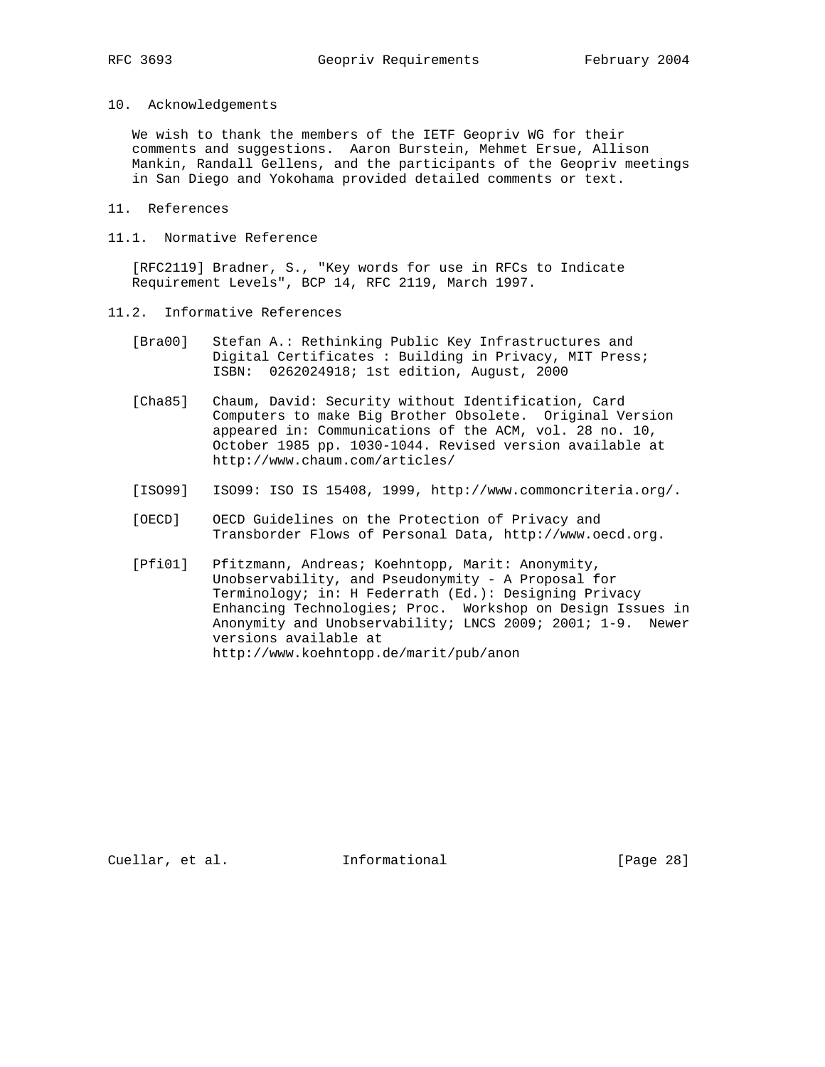## 10. Acknowledgements

We wish to thank the members of the IETF Geopriv WG for their comments and suggestions. Aaron Burstein, Mehmet Ersue, Allison Mankin, Randall Gellens, and the participants of the Geopriv meetings in San Diego and Yokohama provided detailed comments or text.

## 11. References

### 11.1. Normative Reference

[RFC2119] Bradner, S., "Key words for use in RFCs to Indicate Requirement Levels", BCP 14, RFC 2119, March 1997.

### 11.2. Informative References

[Bra00] Stefan A.: Rethinking Public Key Infrastructures and Digital Certificates : Building in Privacy, MIT Press; ISBN: 0262024918; 1st edition, August, 2000

[Cha85] Chaum, David: Security without Identification, Card Computers to make Big Brother Obsolete. Original Version appeared in: Communications of the ACM, vol. 28 no. 10, October 1985 pp. 1030-1044. Revised version available at http://www.chaum.com/articles/

[ISO99] ISO99: ISO IS 15408, 1999, http://www.commoncriteria.org/.

[OECD] OECD Guidelines on the Protection of Privacy and Transborder Flows of Personal Data, http://www.oecd.org.

[Pfi01] Pfitzmann, Andreas; Koehntopp, Marit: Anonymity, Unobservability, and Pseudonymity - A Proposal for Terminology; in: H Federrath (Ed.): Designing Privacy Enhancing Technologies; Proc. Workshop on Design Issues in Anonymity and Unobservability; LNCS 2009; 2001; 1-9. Newer versions available at http://www.koehntopp.de/marit/pub/anon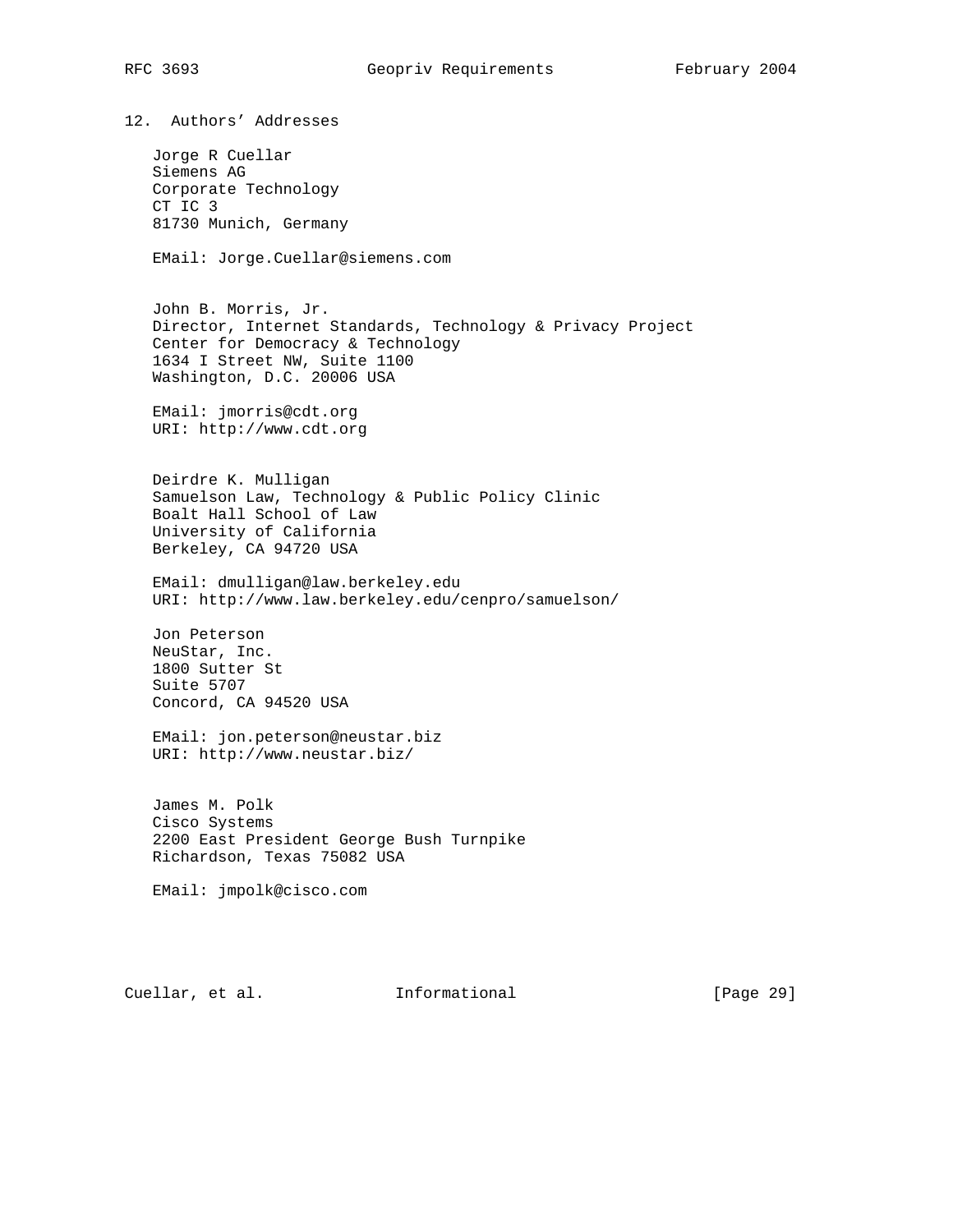## 12. Authors' Addresses

Jorge R Cuellar
Siemens AG
Corporate Technology
CT IC 3
81730 Munich, Germany

EMail: Jorge.Cuellar@siemens.com

John B. Morris, Jr.
Director, Internet Standards, Technology & Privacy Project
Center for Democracy & Technology
1634 I Street NW, Suite 1100
Washington, D.C. 20006 USA

EMail: jmorris@cdt.org
URI: http://www.cdt.org

Deirdre K. Mulligan
Samuelson Law, Technology & Public Policy Clinic
Boalt Hall School of Law
University of California
Berkeley, CA 94720 USA

EMail: dmulligan@law.berkeley.edu
URI: http://www.law.berkeley.edu/cenpro/samuelson/

Jon Peterson
NeuStar, Inc.
1800 Sutter St
Suite 5707
Concord, CA 94520 USA

EMail: jon.peterson@neustar.biz
URI: http://www.neustar.biz/

James M. Polk
Cisco Systems
2200 East President George Bush Turnpike
Richardson, Texas 75082 USA

EMail: jmpolk@cisco.com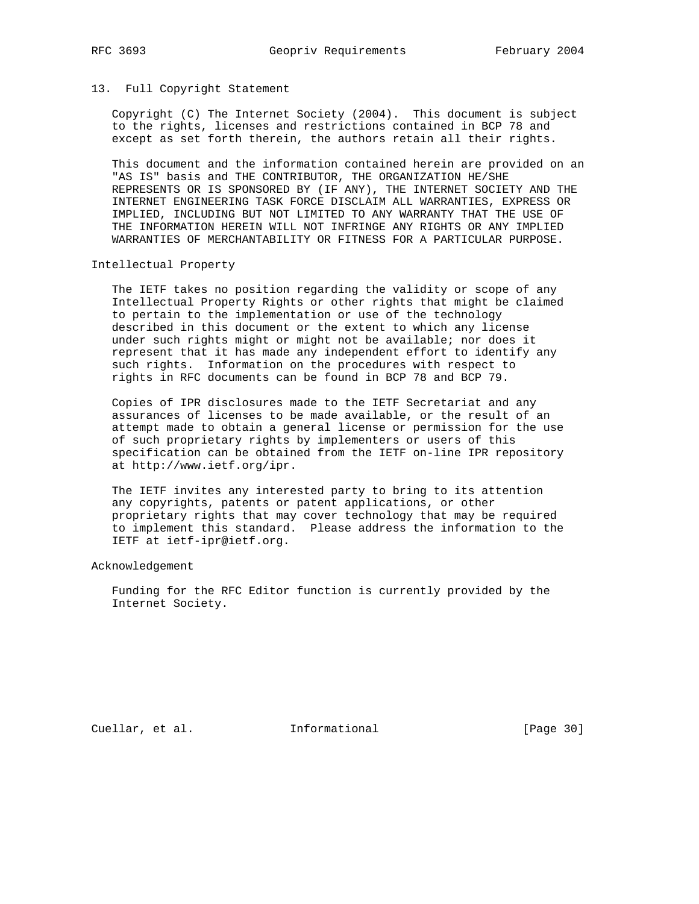## 13. Full Copyright Statement

Copyright (C) The Internet Society (2004). This document is subject to the rights, licenses and restrictions contained in BCP 78 and except as set forth therein, the authors retain all their rights.

This document and the information contained herein are provided on an "AS IS" basis and THE CONTRIBUTOR, THE ORGANIZATION HE/SHE REPRESENTS OR IS SPONSORED BY (IF ANY), THE INTERNET SOCIETY AND THE INTERNET ENGINEERING TASK FORCE DISCLAIM ALL WARRANTIES, EXPRESS OR IMPLIED, INCLUDING BUT NOT LIMITED TO ANY WARRANTY THAT THE USE OF THE INFORMATION HEREIN WILL NOT INFRINGE ANY RIGHTS OR ANY IMPLIED WARRANTIES OF MERCHANTABILITY OR FITNESS FOR A PARTICULAR PURPOSE.

## Intellectual Property

The IETF takes no position regarding the validity or scope of any Intellectual Property Rights or other rights that might be claimed to pertain to the implementation or use of the technology described in this document or the extent to which any license under such rights might or might not be available; nor does it represent that it has made any independent effort to identify any such rights. Information on the procedures with respect to rights in RFC documents can be found in BCP 78 and BCP 79.

Copies of IPR disclosures made to the IETF Secretariat and any assurances of licenses to be made available, or the result of an attempt made to obtain a general license or permission for the use of such proprietary rights by implementers or users of this specification can be obtained from the IETF on-line IPR repository at http://www.ietf.org/ipr.

The IETF invites any interested party to bring to its attention any copyrights, patents or patent applications, or other proprietary rights that may cover technology that may be required to implement this standard. Please address the information to the IETF at ietf-ipr@ietf.org.

## Acknowledgement

Funding for the RFC Editor function is currently provided by the Internet Society.